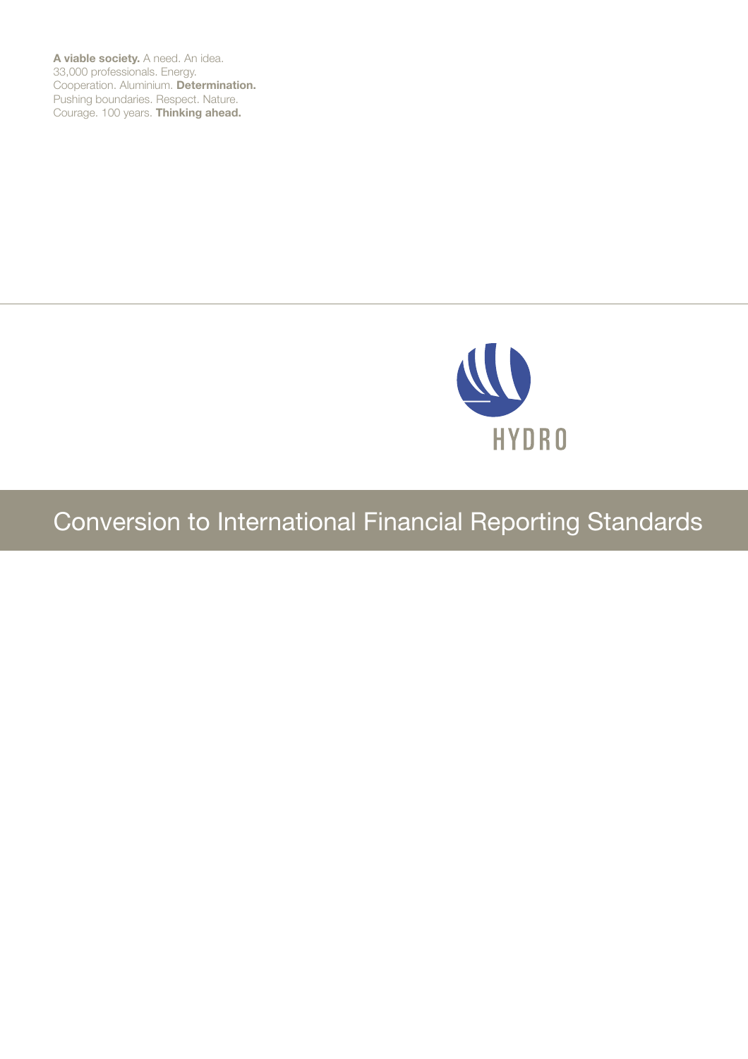**A viable society.** A need. An idea.
33,000 professionals. Energy.
Cooperation. Aluminium. **Determination.**
Pushing boundaries. Respect. Nature.
Courage. 100 years. **Thinking ahead.**

HYDRO

# Conversion to International Financial Reporting Standards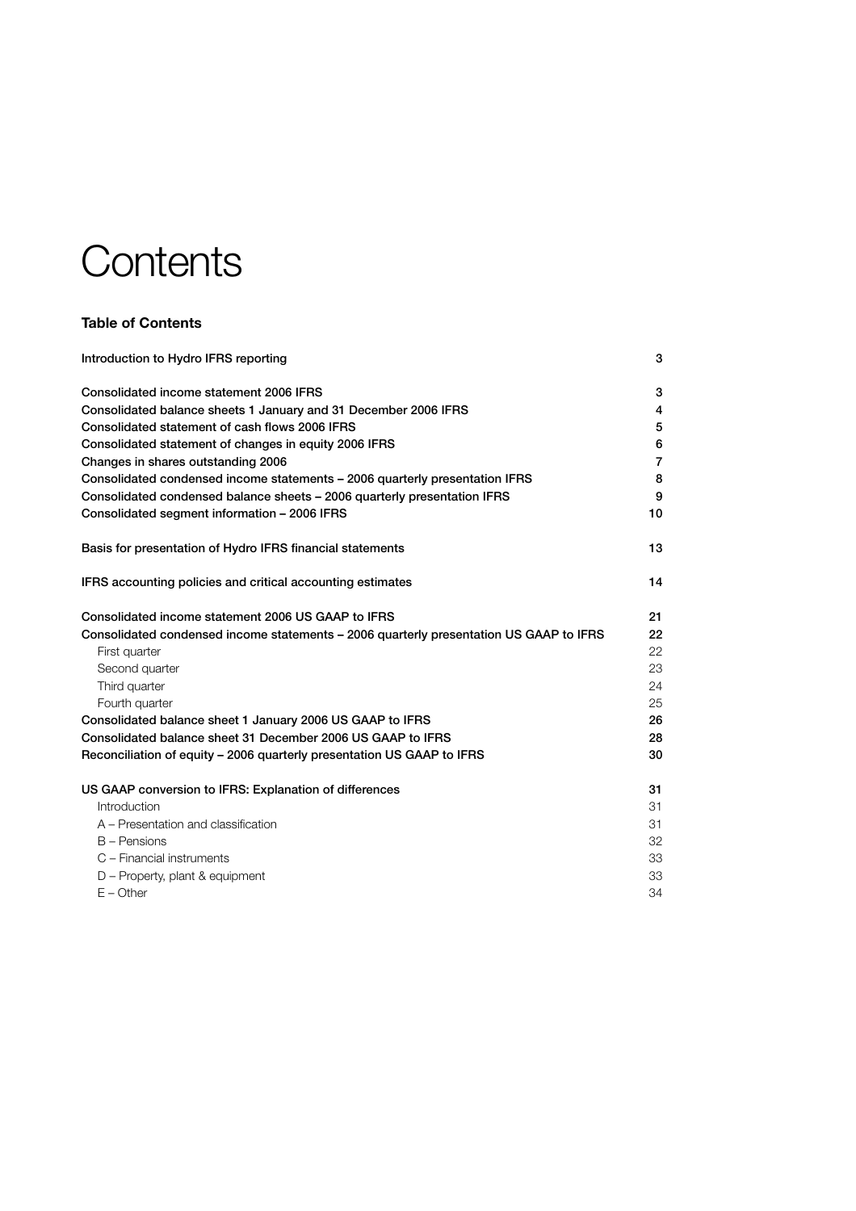# Contents

## Table of Contents

| | |
|---|---|
| **Introduction to Hydro IFRS reporting** | **3** |
| **Consolidated income statement 2006 IFRS** | **3** |
| **Consolidated balance sheets 1 January and 31 December 2006 IFRS** | **4** |
| **Consolidated statement of cash flows 2006 IFRS** | **5** |
| **Consolidated statement of changes in equity 2006 IFRS** | **6** |
| **Changes in shares outstanding 2006** | **7** |
| **Consolidated condensed income statements – 2006 quarterly presentation IFRS** | **8** |
| **Consolidated condensed balance sheets – 2006 quarterly presentation IFRS** | **9** |
| **Consolidated segment information – 2006 IFRS** | **10** |
| **Basis for presentation of Hydro IFRS financial statements** | **13** |
| **IFRS accounting policies and critical accounting estimates** | **14** |
| **Consolidated income statement 2006 US GAAP to IFRS** | **21** |
| **Consolidated condensed income statements – 2006 quarterly presentation US GAAP to IFRS** | **22** |
| First quarter | 22 |
| Second quarter | 23 |
| Third quarter | 24 |
| Fourth quarter | 25 |
| **Consolidated balance sheet 1 January 2006 US GAAP to IFRS** | **26** |
| **Consolidated balance sheet 31 December 2006 US GAAP to IFRS** | **28** |
| **Reconciliation of equity – 2006 quarterly presentation US GAAP to IFRS** | **30** |
| **US GAAP conversion to IFRS: Explanation of differences** | **31** |
| Introduction | 31 |
| A – Presentation and classification | 31 |
| B – Pensions | 32 |
| C – Financial instruments | 33 |
| D – Property, plant & equipment | 33 |
| E – Other | 34 |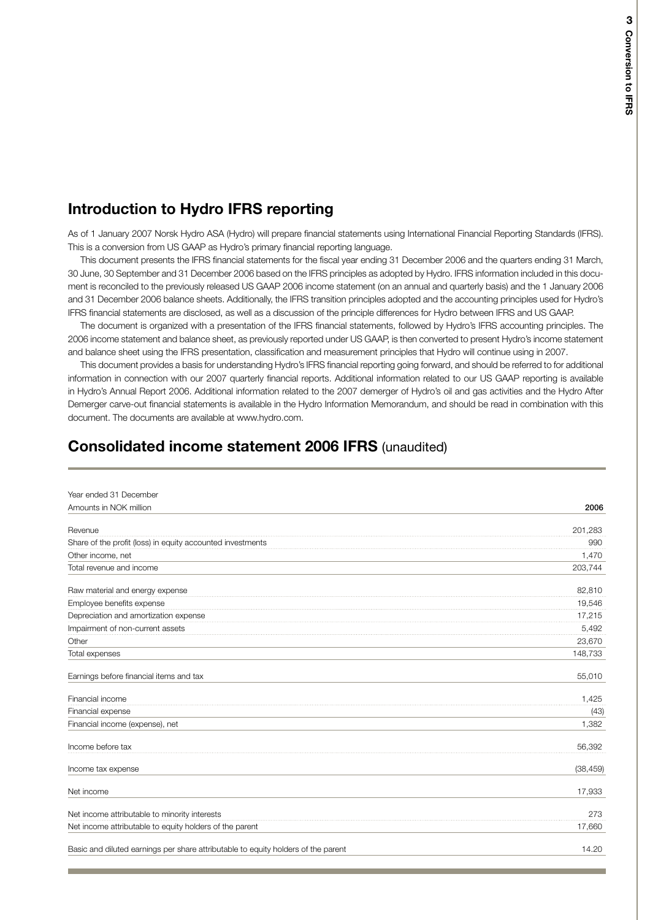## Introduction to Hydro IFRS reporting

As of 1 January 2007 Norsk Hydro ASA (Hydro) will prepare financial statements using International Financial Reporting Standards (IFRS). This is a conversion from US GAAP as Hydro's primary financial reporting language.

This document presents the IFRS financial statements for the fiscal year ending 31 December 2006 and the quarters ending 31 March, 30 June, 30 September and 31 December 2006 based on the IFRS principles as adopted by Hydro. IFRS information included in this document is reconciled to the previously released US GAAP 2006 income statement (on an annual and quarterly basis) and the 1 January 2006 and 31 December 2006 balance sheets. Additionally, the IFRS transition principles adopted and the accounting principles used for Hydro's IFRS financial statements are disclosed, as well as a discussion of the principle differences for Hydro between IFRS and US GAAP.

The document is organized with a presentation of the IFRS financial statements, followed by Hydro's IFRS accounting principles. The 2006 income statement and balance sheet, as previously reported under US GAAP, is then converted to present Hydro's income statement and balance sheet using the IFRS presentation, classification and measurement principles that Hydro will continue using in 2007.

This document provides a basis for understanding Hydro's IFRS financial reporting going forward, and should be referred to for additional information in connection with our 2007 quarterly financial reports. Additional information related to our US GAAP reporting is available in Hydro's Annual Report 2006. Additional information related to the 2007 demerger of Hydro's oil and gas activities and the Hydro After Demerger carve-out financial statements is available in the Hydro Information Memorandum, and should be read in combination with this document. The documents are available at www.hydro.com.

## Consolidated income statement 2006 IFRS (unaudited)

| Year ended 31 December<br>Amounts in NOK million | 2006 |
|---|---|
| Revenue | 201,283 |
| Share of the profit (loss) in equity accounted investments | 990 |
| Other income, net | 1,470 |
| Total revenue and income | 203,744 |
| | |
| Raw material and energy expense | 82,810 |
| Employee benefits expense | 19,546 |
| Depreciation and amortization expense | 17,215 |
| Impairment of non-current assets | 5,492 |
| Other | 23,670 |
| Total expenses | 148,733 |
| | |
| Earnings before financial items and tax | 55,010 |
| | |
| Financial income | 1,425 |
| Financial expense | (43) |
| Financial income (expense), net | 1,382 |
| | |
| Income before tax | 56,392 |
| | |
| Income tax expense | (38,459) |
| | |
| Net income | 17,933 |
| | |
| Net income attributable to minority interests | 273 |
| Net income attributable to equity holders of the parent | 17,660 |
| | |
| Basic and diluted earnings per share attributable to equity holders of the parent | 14.20 |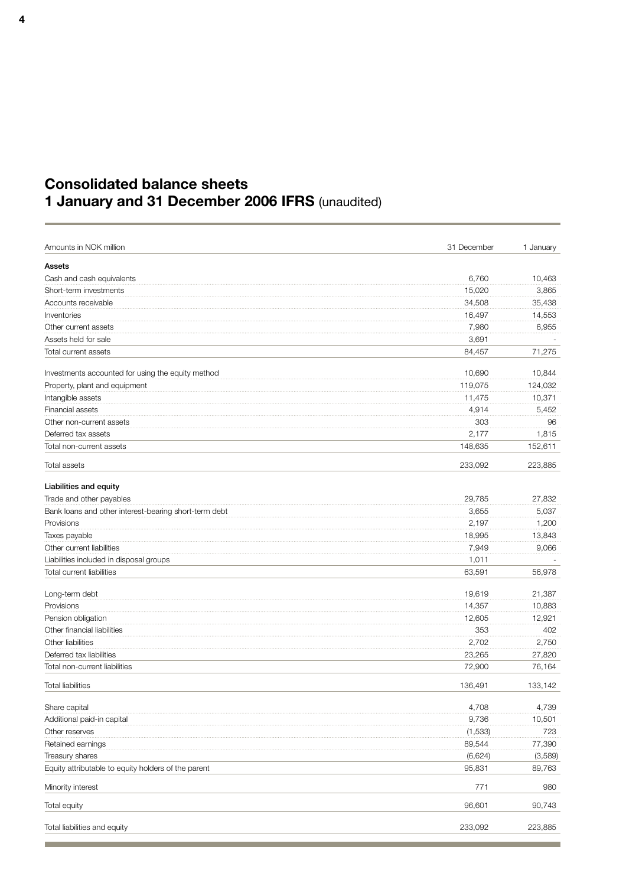# Consolidated balance sheets
## 1 January and 31 December 2006 IFRS (unaudited)

| Amounts in NOK million | 31 December | 1 January |
|---|---|---|
| **Assets** | | |
| Cash and cash equivalents | 6,760 | 10,463 |
| Short-term investments | 15,020 | 3,865 |
| Accounts receivable | 34,508 | 35,438 |
| Inventories | 16,497 | 14,553 |
| Other current assets | 7,980 | 6,955 |
| Assets held for sale | 3,691 | - |
| Total current assets | 84,457 | 71,275 |
| | | |
| Investments accounted for using the equity method | 10,690 | 10,844 |
| Property, plant and equipment | 119,075 | 124,032 |
| Intangible assets | 11,475 | 10,371 |
| Financial assets | 4,914 | 5,452 |
| Other non-current assets | 303 | 96 |
| Deferred tax assets | 2,177 | 1,815 |
| Total non-current assets | 148,635 | 152,611 |
| | | |
| Total assets | 233,092 | 223,885 |
| | | |
| **Liabilities and equity** | | |
| Trade and other payables | 29,785 | 27,832 |
| Bank loans and other interest-bearing short-term debt | 3,655 | 5,037 |
| Provisions | 2,197 | 1,200 |
| Taxes payable | 18,995 | 13,843 |
| Other current liabilities | 7,949 | 9,066 |
| Liabilities included in disposal groups | 1,011 | - |
| Total current liabilities | 63,591 | 56,978 |
| | | |
| Long-term debt | 19,619 | 21,387 |
| Provisions | 14,357 | 10,883 |
| Pension obligation | 12,605 | 12,921 |
| Other financial liabilities | 353 | 402 |
| Other liabilities | 2,702 | 2,750 |
| Deferred tax liabilities | 23,265 | 27,820 |
| Total non-current liabilities | 72,900 | 76,164 |
| | | |
| Total liabilities | 136,491 | 133,142 |
| | | |
| Share capital | 4,708 | 4,739 |
| Additional paid-in capital | 9,736 | 10,501 |
| Other reserves | (1,533) | 723 |
| Retained earnings | 89,544 | 77,390 |
| Treasury shares | (6,624) | (3,589) |
| Equity attributable to equity holders of the parent | 95,831 | 89,763 |
| | | |
| Minority interest | 771 | 980 |
| | | |
| Total equity | 96,601 | 90,743 |
| | | |
| Total liabilities and equity | 233,092 | 223,885 |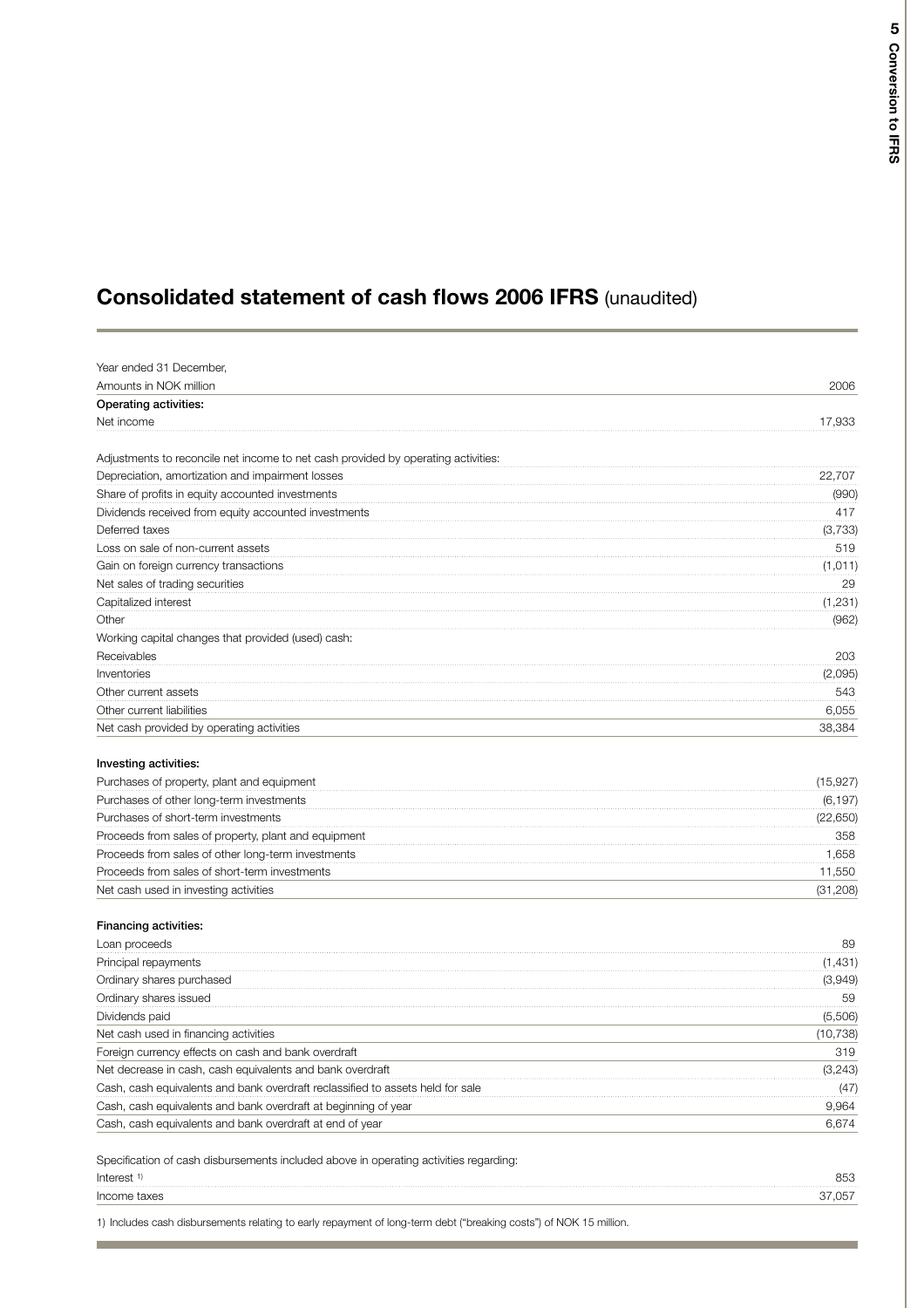# Consolidated statement of cash flows 2006 IFRS (unaudited)

| Year ended 31 December, | |
|---|---|
| Amounts in NOK million | 2006 |
| **Operating activities:** | |
| Net income | 17,933 |
| | |
| Adjustments to reconcile net income to net cash provided by operating activities: | |
| Depreciation, amortization and impairment losses | 22,707 |
| Share of profits in equity accounted investments | (990) |
| Dividends received from equity accounted investments | 417 |
| Deferred taxes | (3,733) |
| Loss on sale of non-current assets | 519 |
| Gain on foreign currency transactions | (1,011) |
| Net sales of trading securities | 29 |
| Capitalized interest | (1,231) |
| Other | (962) |
| Working capital changes that provided (used) cash: | |
| Receivables | 203 |
| Inventories | (2,095) |
| Other current assets | 543 |
| Other current liabilities | 6,055 |
| Net cash provided by operating activities | 38,384 |
| | |
| **Investing activities:** | |
| Purchases of property, plant and equipment | (15,927) |
| Purchases of other long-term investments | (6,197) |
| Purchases of short-term investments | (22,650) |
| Proceeds from sales of property, plant and equipment | 358 |
| Proceeds from sales of other long-term investments | 1,658 |
| Proceeds from sales of short-term investments | 11,550 |
| Net cash used in investing activities | (31,208) |
| | |
| **Financing activities:** | |
| Loan proceeds | 89 |
| Principal repayments | (1,431) |
| Ordinary shares purchased | (3,949) |
| Ordinary shares issued | 59 |
| Dividends paid | (5,506) |
| Net cash used in financing activities | (10,738) |
| Foreign currency effects on cash and bank overdraft | 319 |
| Net decrease in cash, cash equivalents and bank overdraft | (3,243) |
| Cash, cash equivalents and bank overdraft reclassified to assets held for sale | (47) |
| Cash, cash equivalents and bank overdraft at beginning of year | 9,964 |
| Cash, cash equivalents and bank overdraft at end of year | 6,674 |
| | |
| Specification of cash disbursements included above in operating activities regarding: | |
| Interest [1] | 853 |
| Income taxes | 37,057 |

1) Includes cash disbursements relating to early repayment of long-term debt ("breaking costs") of NOK 15 million.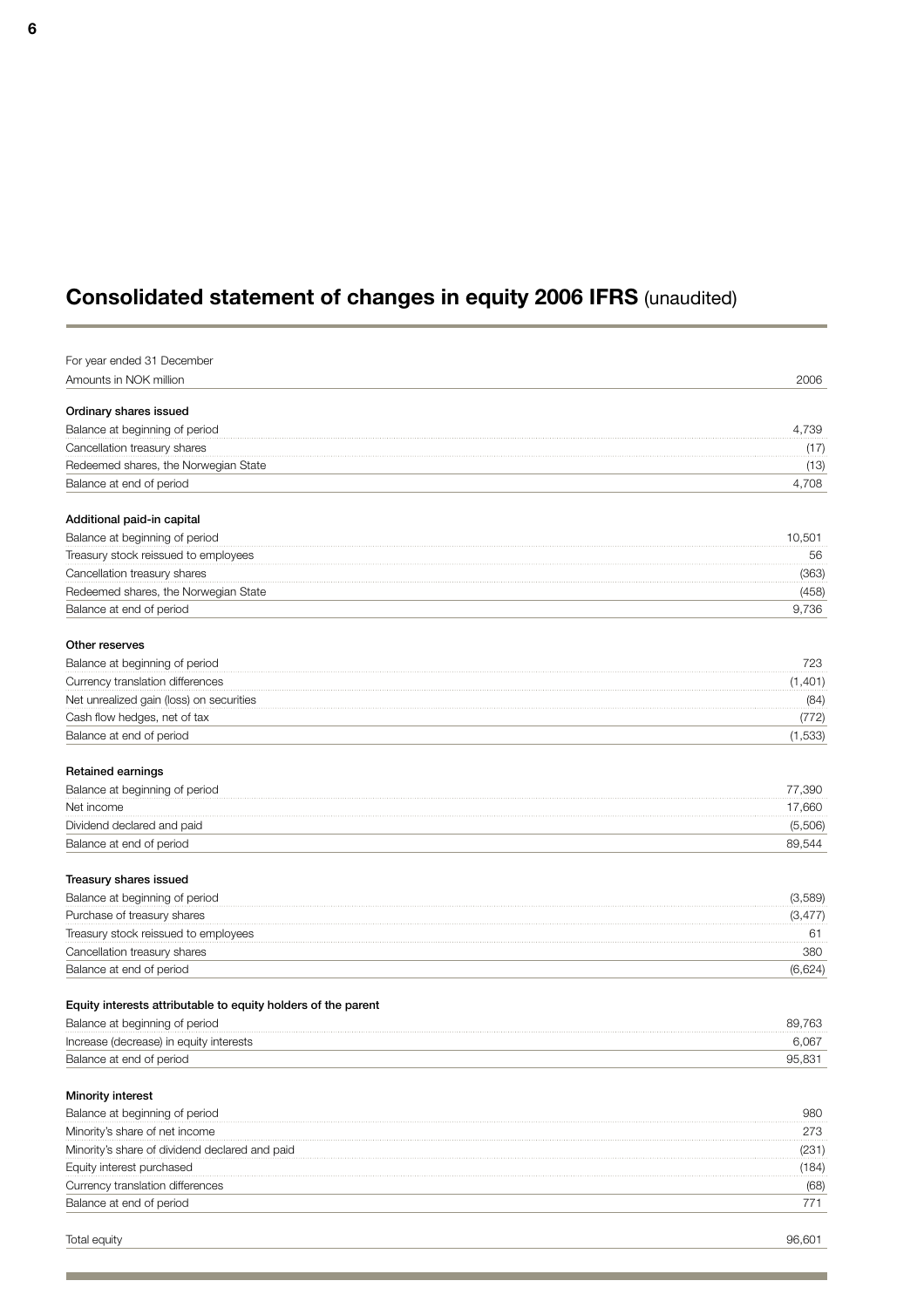# **Consolidated statement of changes in equity 2006 IFRS** (unaudited)

| For year ended 31 December<br>Amounts in NOK million | 2006 |
|---|---|
| **Ordinary shares issued** | |
| Balance at beginning of period | 4,739 |
| Cancellation treasury shares | (17) |
| Redeemed shares, the Norwegian State | (13) |
| Balance at end of period | 4,708 |
| **Additional paid-in capital** | |
| Balance at beginning of period | 10,501 |
| Treasury stock reissued to employees | 56 |
| Cancellation treasury shares | (363) |
| Redeemed shares, the Norwegian State | (458) |
| Balance at end of period | 9,736 |
| **Other reserves** | |
| Balance at beginning of period | 723 |
| Currency translation differences | (1,401) |
| Net unrealized gain (loss) on securities | (84) |
| Cash flow hedges, net of tax | (772) |
| Balance at end of period | (1,533) |
| **Retained earnings** | |
| Balance at beginning of period | 77,390 |
| Net income | 17,660 |
| Dividend declared and paid | (5,506) |
| Balance at end of period | 89,544 |
| **Treasury shares issued** | |
| Balance at beginning of period | (3,589) |
| Purchase of treasury shares | (3,477) |
| Treasury stock reissued to employees | 61 |
| Cancellation treasury shares | 380 |
| Balance at end of period | (6,624) |
| **Equity interests attributable to equity holders of the parent** | |
| Balance at beginning of period | 89,763 |
| Increase (decrease) in equity interests | 6,067 |
| Balance at end of period | 95,831 |
| **Minority interest** | |
| Balance at beginning of period | 980 |
| Minority's share of net income | 273 |
| Minority's share of dividend declared and paid | (231) |
| Equity interest purchased | (184) |
| Currency translation differences | (68) |
| Balance at end of period | 771 |
| Total equity | 96,601 |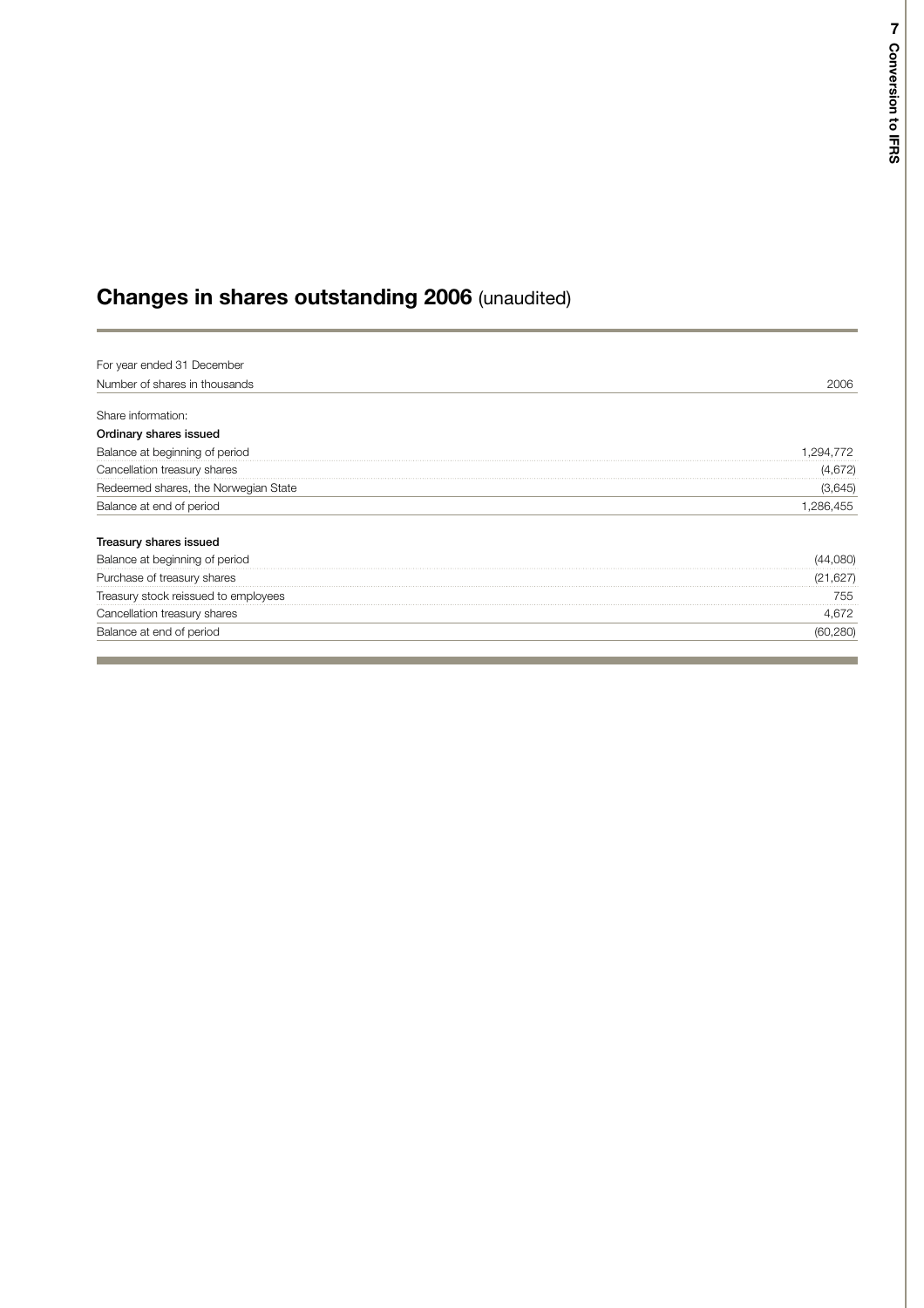## **Changes in shares outstanding 2006** (unaudited)

| For year ended 31 December | |
|---|---|
| Number of shares in thousands | 2006 |
| Share information: | |
| **Ordinary shares issued** | |
| Balance at beginning of period | 1,294,772 |
| Cancellation treasury shares | (4,672) |
| Redeemed shares, the Norwegian State | (3,645) |
| Balance at end of period | 1,286,455 |
| **Treasury shares issued** | |
| Balance at beginning of period | (44,080) |
| Purchase of treasury shares | (21,627) |
| Treasury stock reissued to employees | 755 |
| Cancellation treasury shares | 4,672 |
| Balance at end of period | (60,280) |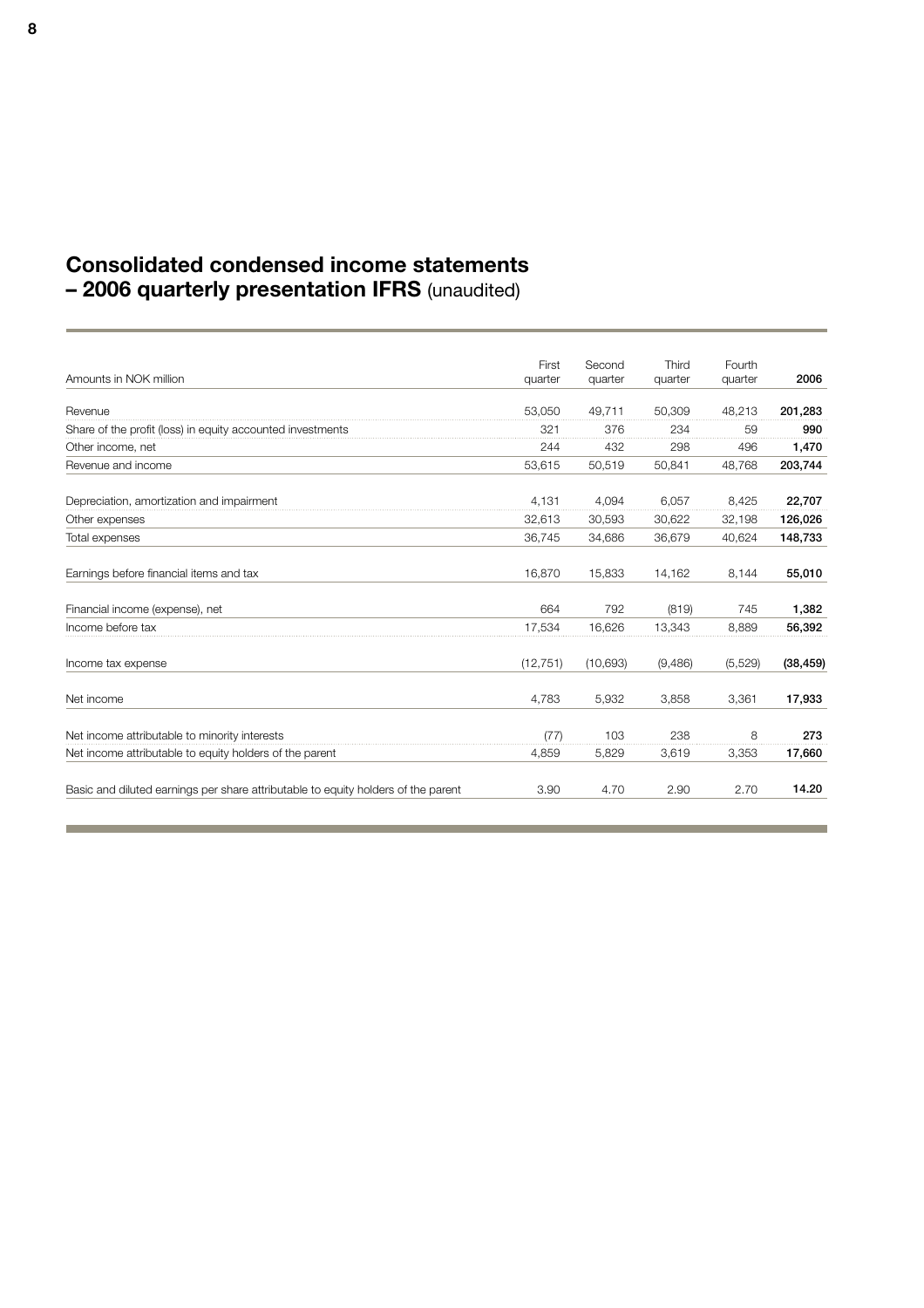# Consolidated condensed income statements – 2006 quarterly presentation IFRS (unaudited)

| Amounts in NOK million | First quarter | Second quarter | Third quarter | Fourth quarter | **2006** |
|---|---|---|---|---|---|
| Revenue | 53,050 | 49,711 | 50,309 | 48,213 | **201,283** |
| Share of the profit (loss) in equity accounted investments | 321 | 376 | 234 | 59 | **990** |
| Other income, net | 244 | 432 | 298 | 496 | **1,470** |
| Revenue and income | 53,615 | 50,519 | 50,841 | 48,768 | **203,744** |
| | | | | | |
| Depreciation, amortization and impairment | 4,131 | 4,094 | 6,057 | 8,425 | **22,707** |
| Other expenses | 32,613 | 30,593 | 30,622 | 32,198 | **126,026** |
| Total expenses | 36,745 | 34,686 | 36,679 | 40,624 | **148,733** |
| | | | | | |
| Earnings before financial items and tax | 16,870 | 15,833 | 14,162 | 8,144 | **55,010** |
| | | | | | |
| Financial income (expense), net | 664 | 792 | (819) | 745 | **1,382** |
| Income before tax | 17,534 | 16,626 | 13,343 | 8,889 | **56,392** |
| | | | | | |
| Income tax expense | (12,751) | (10,693) | (9,486) | (5,529) | **(38,459)** |
| | | | | | |
| Net income | 4,783 | 5,932 | 3,858 | 3,361 | **17,933** |
| | | | | | |
| Net income attributable to minority interests | (77) | 103 | 238 | 8 | **273** |
| Net income attributable to equity holders of the parent | 4,859 | 5,829 | 3,619 | 3,353 | **17,660** |
| | | | | | |
| Basic and diluted earnings per share attributable to equity holders of the parent | 3.90 | 4.70 | 2.90 | 2.70 | **14.20** |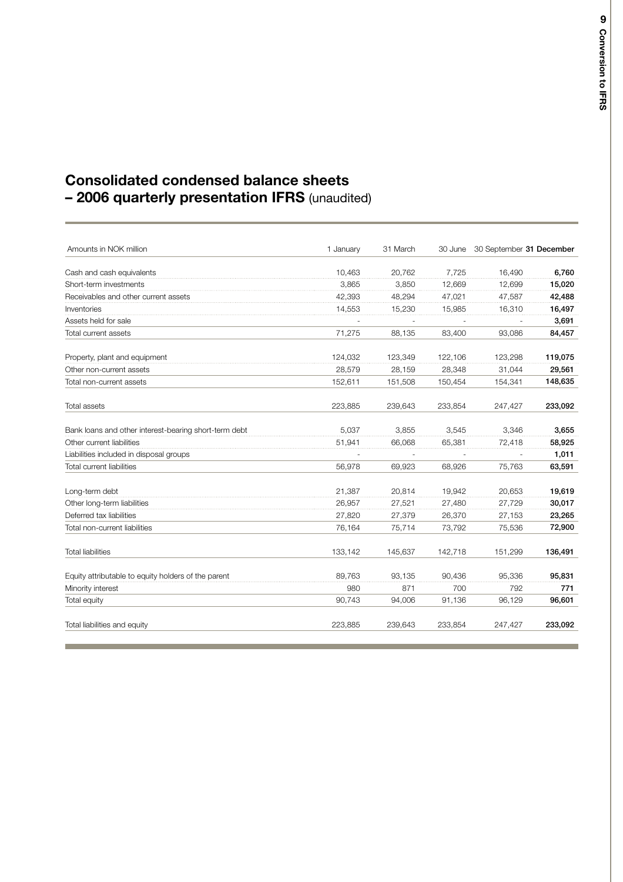## Consolidated condensed balance sheets – 2006 quarterly presentation IFRS (unaudited)

| Amounts in NOK million | 1 January | 31 March | 30 June | 30 September | **31 December** |
|---|---|---|---|---|---|
| Cash and cash equivalents | 10,463 | 20,762 | 7,725 | 16,490 | **6,760** |
| Short-term investments | 3,865 | 3,850 | 12,669 | 12,699 | **15,020** |
| Receivables and other current assets | 42,393 | 48,294 | 47,021 | 47,587 | **42,488** |
| Inventories | 14,553 | 15,230 | 15,985 | 16,310 | **16,497** |
| Assets held for sale | - | - | - | - | **3,691** |
| Total current assets | 71,275 | 88,135 | 83,400 | 93,086 | **84,457** |
| | | | | | |
| Property, plant and equipment | 124,032 | 123,349 | 122,106 | 123,298 | **119,075** |
| Other non-current assets | 28,579 | 28,159 | 28,348 | 31,044 | **29,561** |
| Total non-current assets | 152,611 | 151,508 | 150,454 | 154,341 | **148,635** |
| | | | | | |
| Total assets | 223,885 | 239,643 | 233,854 | 247,427 | **233,092** |
| | | | | | |
| Bank loans and other interest-bearing short-term debt | 5,037 | 3,855 | 3,545 | 3,346 | **3,655** |
| Other current liabilities | 51,941 | 66,068 | 65,381 | 72,418 | **58,925** |
| Liabilities included in disposal groups | - | - | - | - | **1,011** |
| Total current liabilities | 56,978 | 69,923 | 68,926 | 75,763 | **63,591** |
| | | | | | |
| Long-term debt | 21,387 | 20,814 | 19,942 | 20,653 | **19,619** |
| Other long-term liabilities | 26,957 | 27,521 | 27,480 | 27,729 | **30,017** |
| Deferred tax liabilities | 27,820 | 27,379 | 26,370 | 27,153 | **23,265** |
| Total non-current liabilities | 76,164 | 75,714 | 73,792 | 75,536 | **72,900** |
| | | | | | |
| Total liabilities | 133,142 | 145,637 | 142,718 | 151,299 | **136,491** |
| | | | | | |
| Equity attributable to equity holders of the parent | 89,763 | 93,135 | 90,436 | 95,336 | **95,831** |
| Minority interest | 980 | 871 | 700 | 792 | **771** |
| Total equity | 90,743 | 94,006 | 91,136 | 96,129 | **96,601** |
| | | | | | |
| Total liabilities and equity | 223,885 | 239,643 | 233,854 | 247,427 | **233,092** |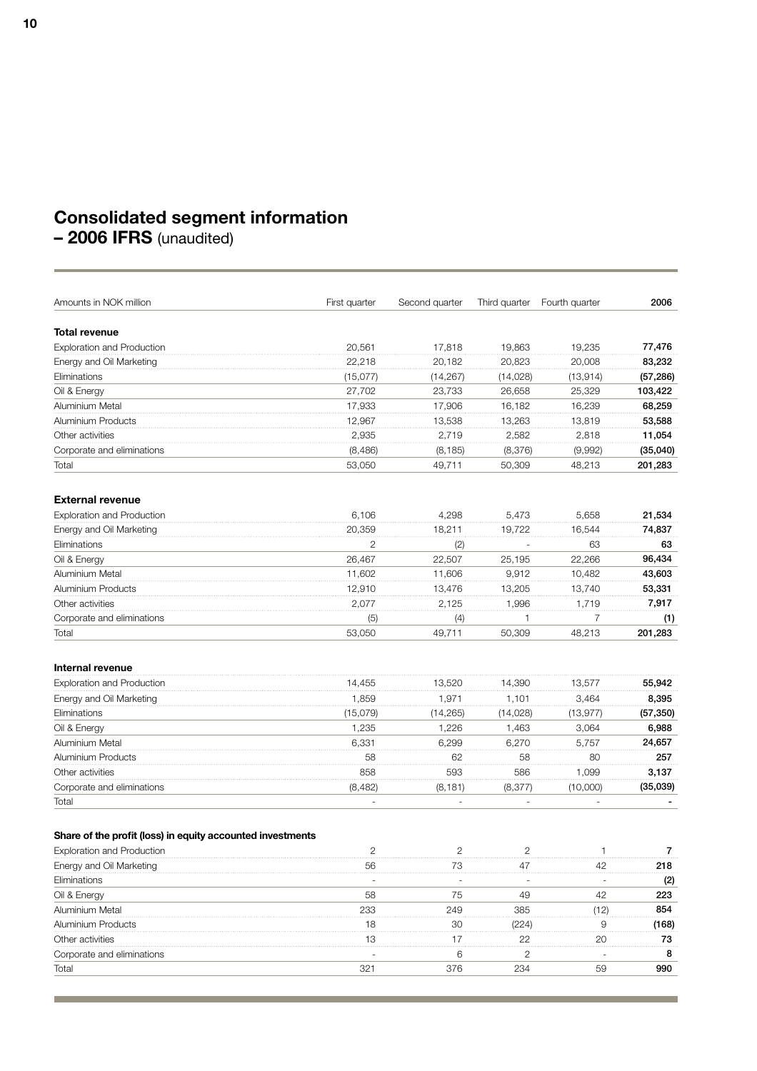# Consolidated segment information – 2006 IFRS (unaudited)

| Amounts in NOK million | First quarter | Second quarter | Third quarter | Fourth quarter | 2006 |
|---|---|---|---|---|---|
| **Total revenue** | | | | | |
| Exploration and Production | 20,561 | 17,818 | 19,863 | 19,235 | **77,476** |
| Energy and Oil Marketing | 22,218 | 20,182 | 20,823 | 20,008 | **83,232** |
| Eliminations | (15,077) | (14,267) | (14,028) | (13,914) | **(57,286)** |
| Oil & Energy | 27,702 | 23,733 | 26,658 | 25,329 | **103,422** |
| Aluminium Metal | 17,933 | 17,906 | 16,182 | 16,239 | **68,259** |
| Aluminium Products | 12,967 | 13,538 | 13,263 | 13,819 | **53,588** |
| Other activities | 2,935 | 2,719 | 2,582 | 2,818 | **11,054** |
| Corporate and eliminations | (8,486) | (8,185) | (8,376) | (9,992) | **(35,040)** |
| Total | 53,050 | 49,711 | 50,309 | 48,213 | **201,283** |
| **External revenue** | | | | | |
| Exploration and Production | 6,106 | 4,298 | 5,473 | 5,658 | **21,534** |
| Energy and Oil Marketing | 20,359 | 18,211 | 19,722 | 16,544 | **74,837** |
| Eliminations | 2 | (2) | - | 63 | **63** |
| Oil & Energy | 26,467 | 22,507 | 25,195 | 22,266 | **96,434** |
| Aluminium Metal | 11,602 | 11,606 | 9,912 | 10,482 | **43,603** |
| Aluminium Products | 12,910 | 13,476 | 13,205 | 13,740 | **53,331** |
| Other activities | 2,077 | 2,125 | 1,996 | 1,719 | **7,917** |
| Corporate and eliminations | (5) | (4) | 1 | 7 | **(1)** |
| Total | 53,050 | 49,711 | 50,309 | 48,213 | **201,283** |
| **Internal revenue** | | | | | |
| Exploration and Production | 14,455 | 13,520 | 14,390 | 13,577 | **55,942** |
| Energy and Oil Marketing | 1,859 | 1,971 | 1,101 | 3,464 | **8,395** |
| Eliminations | (15,079) | (14,265) | (14,028) | (13,977) | **(57,350)** |
| Oil & Energy | 1,235 | 1,226 | 1,463 | 3,064 | **6,988** |
| Aluminium Metal | 6,331 | 6,299 | 6,270 | 5,757 | **24,657** |
| Aluminium Products | 58 | 62 | 58 | 80 | **257** |
| Other activities | 858 | 593 | 586 | 1,099 | **3,137** |
| Corporate and eliminations | (8,482) | (8,181) | (8,377) | (10,000) | **(35,039)** |
| Total | - | - | - | - | **-** |
| **Share of the profit (loss) in equity accounted investments** | | | | | |
| Exploration and Production | 2 | 2 | 2 | 1 | **7** |
| Energy and Oil Marketing | 56 | 73 | 47 | 42 | **218** |
| Eliminations | - | - | - | - | **(2)** |
| Oil & Energy | 58 | 75 | 49 | 42 | **223** |
| Aluminium Metal | 233 | 249 | 385 | (12) | **854** |
| Aluminium Products | 18 | 30 | (224) | 9 | **(168)** |
| Other activities | 13 | 17 | 22 | 20 | **73** |
| Corporate and eliminations | - | 6 | 2 | - | **8** |
| Total | 321 | 376 | 234 | 59 | **990** |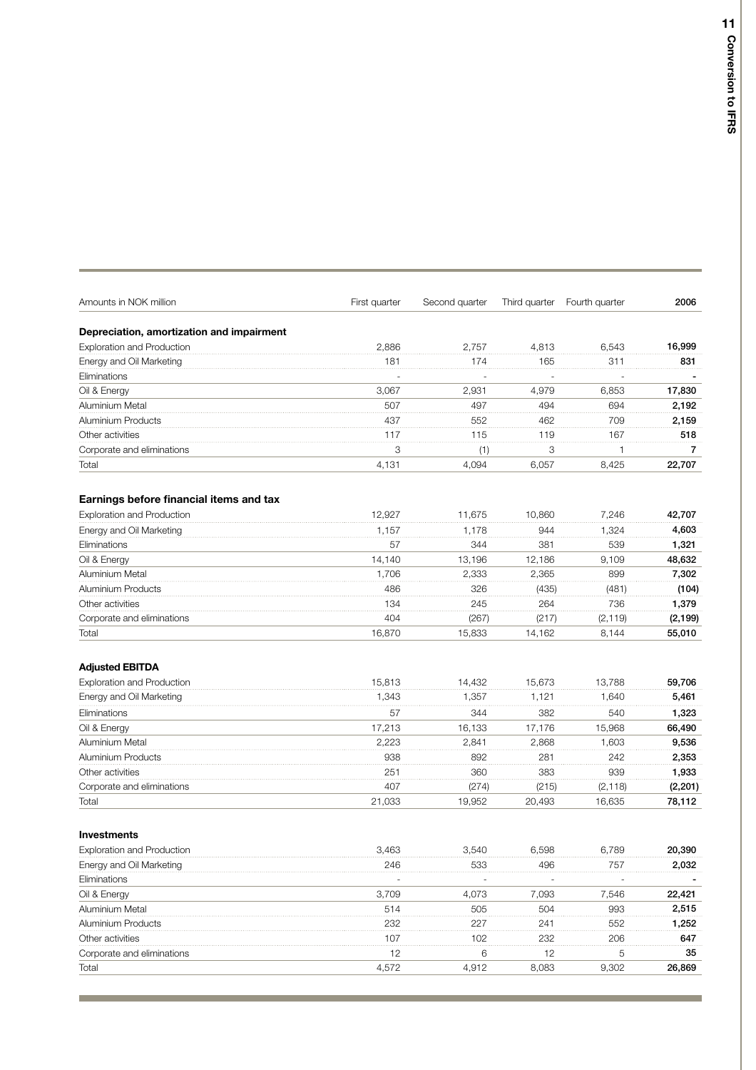| Amounts in NOK million | First quarter | Second quarter | Third quarter | Fourth quarter | 2006 |
|---|---|---|---|---|---|
| **Depreciation, amortization and impairment** | | | | | |
| Exploration and Production | 2,886 | 2,757 | 4,813 | 6,543 | **16,999** |
| Energy and Oil Marketing | 181 | 174 | 165 | 311 | **831** |
| Eliminations | - | - | - | - | **-** |
| Oil & Energy | 3,067 | 2,931 | 4,979 | 6,853 | **17,830** |
| Aluminium Metal | 507 | 497 | 494 | 694 | **2,192** |
| Aluminium Products | 437 | 552 | 462 | 709 | **2,159** |
| Other activities | 117 | 115 | 119 | 167 | **518** |
| Corporate and eliminations | 3 | (1) | 3 | 1 | **7** |
| Total | 4,131 | 4,094 | 6,057 | 8,425 | **22,707** |
| | | | | | |
| **Earnings before financial items and tax** | | | | | |
| Exploration and Production | 12,927 | 11,675 | 10,860 | 7,246 | **42,707** |
| Energy and Oil Marketing | 1,157 | 1,178 | 944 | 1,324 | **4,603** |
| Eliminations | 57 | 344 | 381 | 539 | **1,321** |
| Oil & Energy | 14,140 | 13,196 | 12,186 | 9,109 | **48,632** |
| Aluminium Metal | 1,706 | 2,333 | 2,365 | 899 | **7,302** |
| Aluminium Products | 486 | 326 | (435) | (481) | **(104)** |
| Other activities | 134 | 245 | 264 | 736 | **1,379** |
| Corporate and eliminations | 404 | (267) | (217) | (2,119) | **(2,199)** |
| Total | 16,870 | 15,833 | 14,162 | 8,144 | **55,010** |
| | | | | | |
| **Adjusted EBITDA** | | | | | |
| Exploration and Production | 15,813 | 14,432 | 15,673 | 13,788 | **59,706** |
| Energy and Oil Marketing | 1,343 | 1,357 | 1,121 | 1,640 | **5,461** |
| Eliminations | 57 | 344 | 382 | 540 | **1,323** |
| Oil & Energy | 17,213 | 16,133 | 17,176 | 15,968 | **66,490** |
| Aluminium Metal | 2,223 | 2,841 | 2,868 | 1,603 | **9,536** |
| Aluminium Products | 938 | 892 | 281 | 242 | **2,353** |
| Other activities | 251 | 360 | 383 | 939 | **1,933** |
| Corporate and eliminations | 407 | (274) | (215) | (2,118) | **(2,201)** |
| Total | 21,033 | 19,952 | 20,493 | 16,635 | **78,112** |
| | | | | | |
| **Investments** | | | | | |
| Exploration and Production | 3,463 | 3,540 | 6,598 | 6,789 | **20,390** |
| Energy and Oil Marketing | 246 | 533 | 496 | 757 | **2,032** |
| Eliminations | - | - | - | - | **-** |
| Oil & Energy | 3,709 | 4,073 | 7,093 | 7,546 | **22,421** |
| Aluminium Metal | 514 | 505 | 504 | 993 | **2,515** |
| Aluminium Products | 232 | 227 | 241 | 552 | **1,252** |
| Other activities | 107 | 102 | 232 | 206 | **647** |
| Corporate and eliminations | 12 | 6 | 12 | 5 | **35** |
| Total | 4,572 | 4,912 | 8,083 | 9,302 | **26,869** |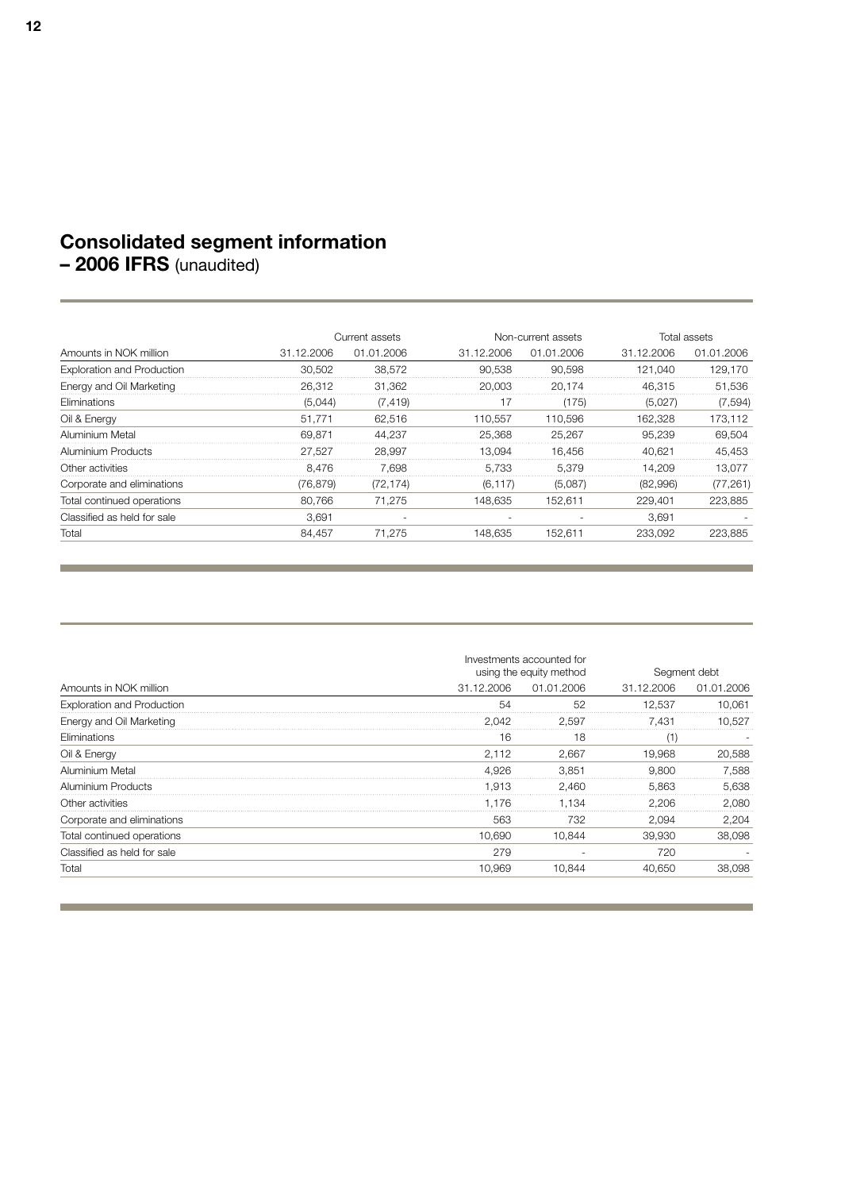# Consolidated segment information – 2006 IFRS (unaudited)

| | Current assets | | Non-current assets | | Total assets | |
|---|---|---|---|---|---|---|
| Amounts in NOK million | 31.12.2006 | 01.01.2006 | 31.12.2006 | 01.01.2006 | 31.12.2006 | 01.01.2006 |
| Exploration and Production | 30,502 | 38,572 | 90,538 | 90,598 | 121,040 | 129,170 |
| Energy and Oil Marketing | 26,312 | 31,362 | 20,003 | 20,174 | 46,315 | 51,536 |
| Eliminations | (5,044) | (7,419) | 17 | (175) | (5,027) | (7,594) |
| Oil & Energy | 51,771 | 62,516 | 110,557 | 110,596 | 162,328 | 173,112 |
| Aluminium Metal | 69,871 | 44,237 | 25,368 | 25,267 | 95,239 | 69,504 |
| Aluminium Products | 27,527 | 28,997 | 13,094 | 16,456 | 40,621 | 45,453 |
| Other activities | 8,476 | 7,698 | 5,733 | 5,379 | 14,209 | 13,077 |
| Corporate and eliminations | (76,879) | (72,174) | (6,117) | (5,087) | (82,996) | (77,261) |
| Total continued operations | 80,766 | 71,275 | 148,635 | 152,611 | 229,401 | 223,885 |
| Classified as held for sale | 3,691 | - | - | - | 3,691 | - |
| Total | 84,457 | 71,275 | 148,635 | 152,611 | 233,092 | 223,885 |

| | Investments accounted for using the equity method | | Segment debt | |
|---|---|---|---|---|
| Amounts in NOK million | 31.12.2006 | 01.01.2006 | 31.12.2006 | 01.01.2006 |
| Exploration and Production | 54 | 52 | 12,537 | 10,061 |
| Energy and Oil Marketing | 2,042 | 2,597 | 7,431 | 10,527 |
| Eliminations | 16 | 18 | (1) | - |
| Oil & Energy | 2,112 | 2,667 | 19,968 | 20,588 |
| Aluminium Metal | 4,926 | 3,851 | 9,800 | 7,588 |
| Aluminium Products | 1,913 | 2,460 | 5,863 | 5,638 |
| Other activities | 1,176 | 1,134 | 2,206 | 2,080 |
| Corporate and eliminations | 563 | 732 | 2,094 | 2,204 |
| Total continued operations | 10,690 | 10,844 | 39,930 | 38,098 |
| Classified as held for sale | 279 | - | 720 | - |
| Total | 10,969 | 10,844 | 40,650 | 38,098 |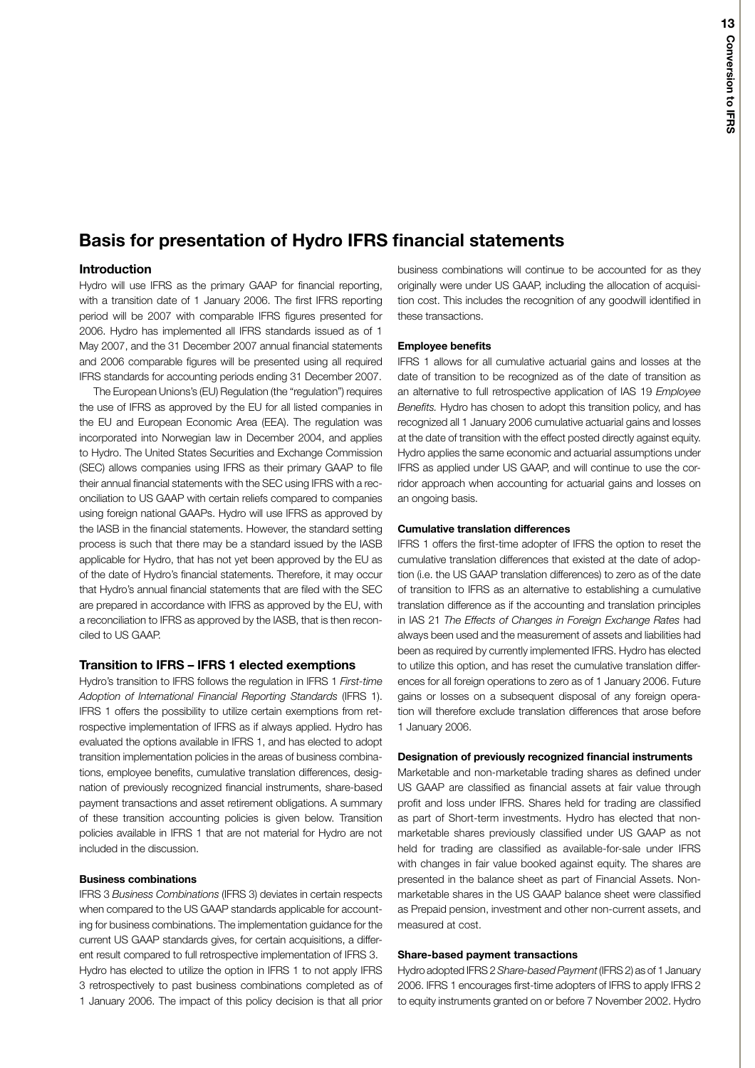# Basis for presentation of Hydro IFRS financial statements

## Introduction

Hydro will use IFRS as the primary GAAP for financial reporting, with a transition date of 1 January 2006. The first IFRS reporting period will be 2007 with comparable IFRS figures presented for 2006. Hydro has implemented all IFRS standards issued as of 1 May 2007, and the 31 December 2007 annual financial statements and 2006 comparable figures will be presented using all required IFRS standards for accounting periods ending 31 December 2007.

The European Unions's (EU) Regulation (the "regulation") requires the use of IFRS as approved by the EU for all listed companies in the EU and European Economic Area (EEA). The regulation was incorporated into Norwegian law in December 2004, and applies to Hydro. The United States Securities and Exchange Commission (SEC) allows companies using IFRS as their primary GAAP to file their annual financial statements with the SEC using IFRS with a reconciliation to US GAAP with certain reliefs compared to companies using foreign national GAAPs. Hydro will use IFRS as approved by the IASB in the financial statements. However, the standard setting process is such that there may be a standard issued by the IASB applicable for Hydro, that has not yet been approved by the EU as of the date of Hydro's financial statements. Therefore, it may occur that Hydro's annual financial statements that are filed with the SEC are prepared in accordance with IFRS as approved by the EU, with a reconciliation to IFRS as approved by the IASB, that is then reconciled to US GAAP.

## Transition to IFRS – IFRS 1 elected exemptions

Hydro's transition to IFRS follows the regulation in IFRS 1 *First-time Adoption of International Financial Reporting Standards* (IFRS 1). IFRS 1 offers the possibility to utilize certain exemptions from retrospective implementation of IFRS as if always applied. Hydro has evaluated the options available in IFRS 1, and has elected to adopt transition implementation policies in the areas of business combinations, employee benefits, cumulative translation differences, designation of previously recognized financial instruments, share-based payment transactions and asset retirement obligations. A summary of these transition accounting policies is given below. Transition policies available in IFRS 1 that are not material for Hydro are not included in the discussion.

### Business combinations

IFRS 3 *Business Combinations* (IFRS 3) deviates in certain respects when compared to the US GAAP standards applicable for accounting for business combinations. The implementation guidance for the current US GAAP standards gives, for certain acquisitions, a different result compared to full retrospective implementation of IFRS 3. Hydro has elected to utilize the option in IFRS 1 to not apply IFRS 3 retrospectively to past business combinations completed as of 1 January 2006. The impact of this policy decision is that all prior business combinations will continue to be accounted for as they originally were under US GAAP, including the allocation of acquisition cost. This includes the recognition of any goodwill identified in these transactions.

### Employee benefits

IFRS 1 allows for all cumulative actuarial gains and losses at the date of transition to be recognized as of the date of transition as an alternative to full retrospective application of IAS 19 *Employee Benefits.* Hydro has chosen to adopt this transition policy, and has recognized all 1 January 2006 cumulative actuarial gains and losses at the date of transition with the effect posted directly against equity. Hydro applies the same economic and actuarial assumptions under IFRS as applied under US GAAP, and will continue to use the corridor approach when accounting for actuarial gains and losses on an ongoing basis.

### Cumulative translation differences

IFRS 1 offers the first-time adopter of IFRS the option to reset the cumulative translation differences that existed at the date of adoption (i.e. the US GAAP translation differences) to zero as of the date of transition to IFRS as an alternative to establishing a cumulative translation difference as if the accounting and translation principles in IAS 21 *The Effects of Changes in Foreign Exchange Rates* had always been used and the measurement of assets and liabilities had been as required by currently implemented IFRS. Hydro has elected to utilize this option, and has reset the cumulative translation differences for all foreign operations to zero as of 1 January 2006. Future gains or losses on a subsequent disposal of any foreign operation will therefore exclude translation differences that arose before 1 January 2006.

### Designation of previously recognized financial instruments

Marketable and non-marketable trading shares as defined under US GAAP are classified as financial assets at fair value through profit and loss under IFRS. Shares held for trading are classified as part of Short-term investments. Hydro has elected that non-marketable shares previously classified under US GAAP as not held for trading are classified as available-for-sale under IFRS with changes in fair value booked against equity. The shares are presented in the balance sheet as part of Financial Assets. Non-marketable shares in the US GAAP balance sheet were classified as Prepaid pension, investment and other non-current assets, and measured at cost.

### Share-based payment transactions

Hydro adopted IFRS 2 *Share-based Payment* (IFRS 2) as of 1 January 2006. IFRS 1 encourages first-time adopters of IFRS to apply IFRS 2 to equity instruments granted on or before 7 November 2002. Hydro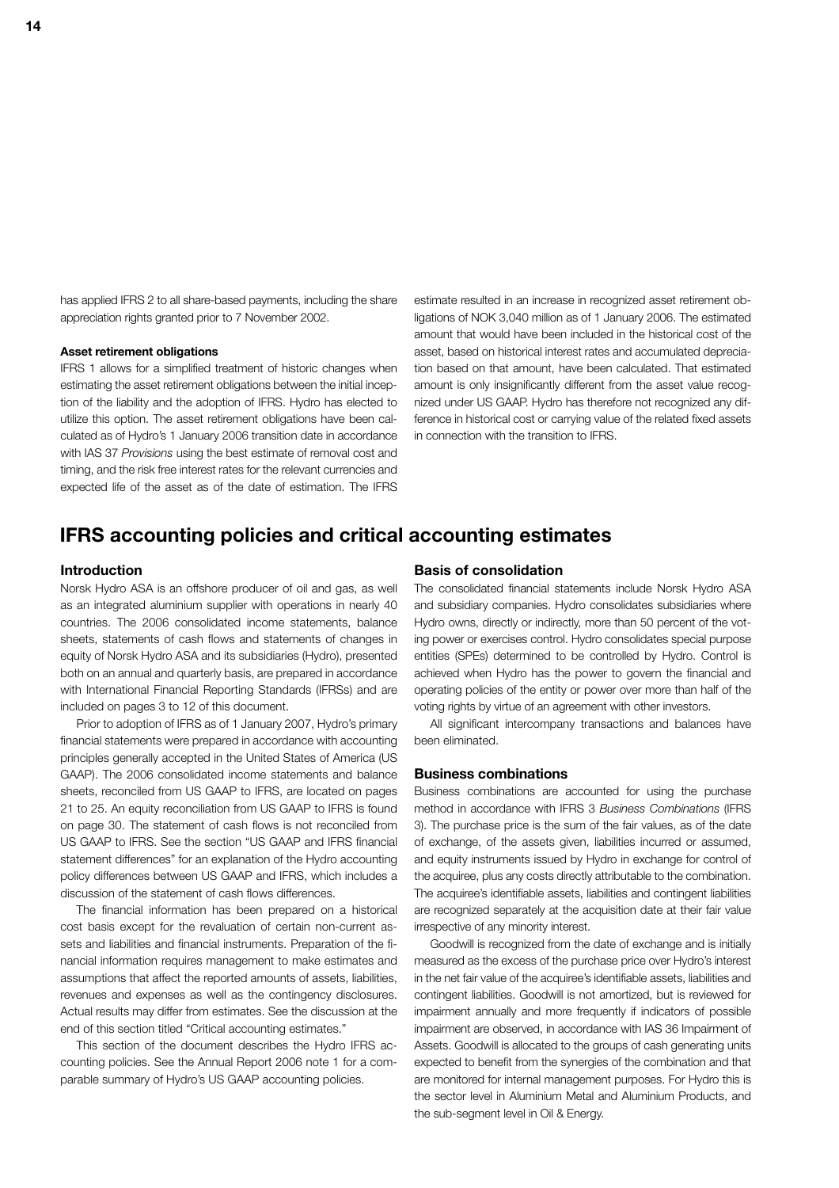has applied IFRS 2 to all share-based payments, including the share appreciation rights granted prior to 7 November 2002.

**Asset retirement obligations**

IFRS 1 allows for a simplified treatment of historic changes when estimating the asset retirement obligations between the initial inception of the liability and the adoption of IFRS. Hydro has elected to utilize this option. The asset retirement obligations have been calculated as of Hydro's 1 January 2006 transition date in accordance with IAS 37 *Provisions* using the best estimate of removal cost and timing, and the risk free interest rates for the relevant currencies and expected life of the asset as of the date of estimation. The IFRS estimate resulted in an increase in recognized asset retirement obligations of NOK 3,040 million as of 1 January 2006. The estimated amount that would have been included in the historical cost of the asset, based on historical interest rates and accumulated depreciation based on that amount, have been calculated. That estimated amount is only insignificantly different from the asset value recognized under US GAAP. Hydro has therefore not recognized any difference in historical cost or carrying value of the related fixed assets in connection with the transition to IFRS.

## IFRS accounting policies and critical accounting estimates

### Introduction

Norsk Hydro ASA is an offshore producer of oil and gas, as well as an integrated aluminium supplier with operations in nearly 40 countries. The 2006 consolidated income statements, balance sheets, statements of cash flows and statements of changes in equity of Norsk Hydro ASA and its subsidiaries (Hydro), presented both on an annual and quarterly basis, are prepared in accordance with International Financial Reporting Standards (IFRSs) and are included on pages 3 to 12 of this document.

Prior to adoption of IFRS as of 1 January 2007, Hydro's primary financial statements were prepared in accordance with accounting principles generally accepted in the United States of America (US GAAP). The 2006 consolidated income statements and balance sheets, reconciled from US GAAP to IFRS, are located on pages 21 to 25. An equity reconciliation from US GAAP to IFRS is found on page 30. The statement of cash flows is not reconciled from US GAAP to IFRS. See the section "US GAAP and IFRS financial statement differences" for an explanation of the Hydro accounting policy differences between US GAAP and IFRS, which includes a discussion of the statement of cash flows differences.

The financial information has been prepared on a historical cost basis except for the revaluation of certain non-current assets and liabilities and financial instruments. Preparation of the financial information requires management to make estimates and assumptions that affect the reported amounts of assets, liabilities, revenues and expenses as well as the contingency disclosures. Actual results may differ from estimates. See the discussion at the end of this section titled "Critical accounting estimates."

This section of the document describes the Hydro IFRS accounting policies. See the Annual Report 2006 note 1 for a comparable summary of Hydro's US GAAP accounting policies.

### Basis of consolidation

The consolidated financial statements include Norsk Hydro ASA and subsidiary companies. Hydro consolidates subsidiaries where Hydro owns, directly or indirectly, more than 50 percent of the voting power or exercises control. Hydro consolidates special purpose entities (SPEs) determined to be controlled by Hydro. Control is achieved when Hydro has the power to govern the financial and operating policies of the entity or power over more than half of the voting rights by virtue of an agreement with other investors.

All significant intercompany transactions and balances have been eliminated.

### Business combinations

Business combinations are accounted for using the purchase method in accordance with IFRS 3 *Business Combinations* (IFRS 3). The purchase price is the sum of the fair values, as of the date of exchange, of the assets given, liabilities incurred or assumed, and equity instruments issued by Hydro in exchange for control of the acquiree, plus any costs directly attributable to the combination. The acquiree's identifiable assets, liabilities and contingent liabilities are recognized separately at the acquisition date at their fair value irrespective of any minority interest.

Goodwill is recognized from the date of exchange and is initially measured as the excess of the purchase price over Hydro's interest in the net fair value of the acquiree's identifiable assets, liabilities and contingent liabilities. Goodwill is not amortized, but is reviewed for impairment annually and more frequently if indicators of possible impairment are observed, in accordance with IAS 36 Impairment of Assets. Goodwill is allocated to the groups of cash generating units expected to benefit from the synergies of the combination and that are monitored for internal management purposes. For Hydro this is the sector level in Aluminium Metal and Aluminium Products, and the sub-segment level in Oil & Energy.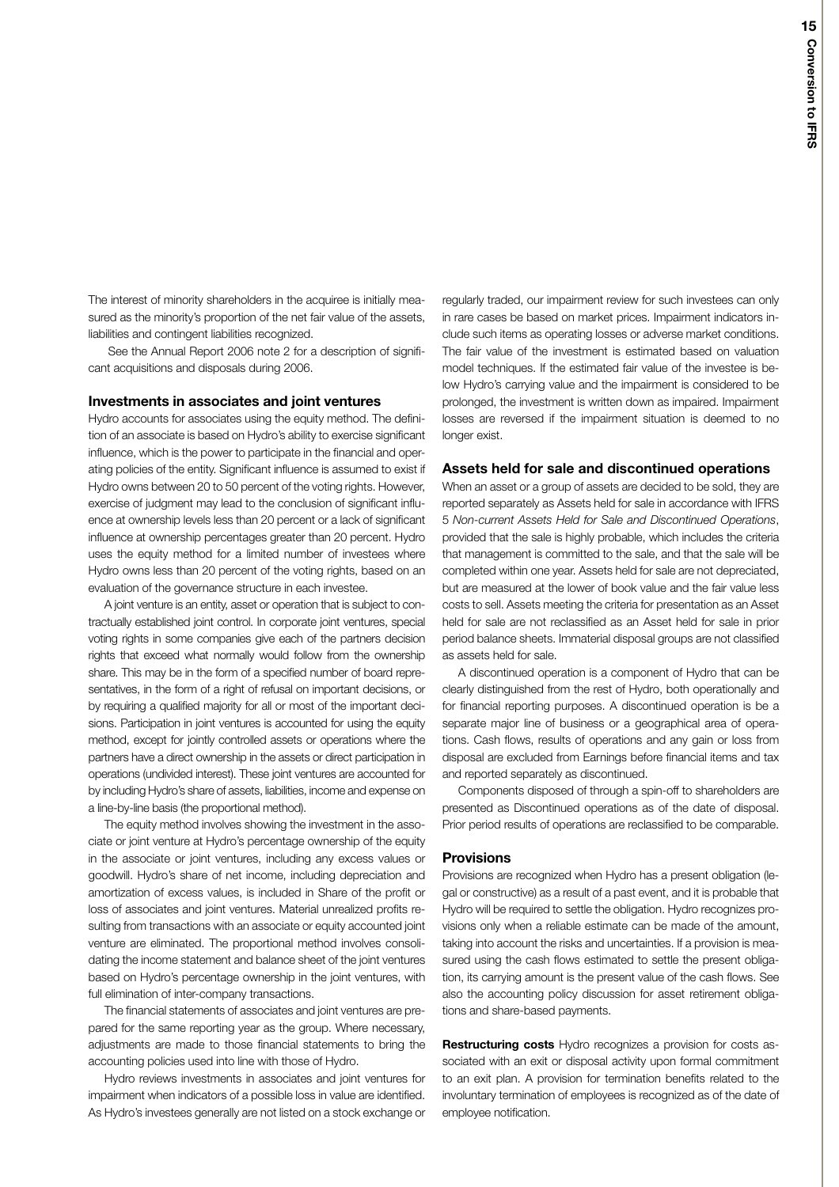The interest of minority shareholders in the acquiree is initially measured as the minority's proportion of the net fair value of the assets, liabilities and contingent liabilities recognized.

See the Annual Report 2006 note 2 for a description of significant acquisitions and disposals during 2006.

### Investments in associates and joint ventures

Hydro accounts for associates using the equity method. The definition of an associate is based on Hydro's ability to exercise significant influence, which is the power to participate in the financial and operating policies of the entity. Significant influence is assumed to exist if Hydro owns between 20 to 50 percent of the voting rights. However, exercise of judgment may lead to the conclusion of significant influence at ownership levels less than 20 percent or a lack of significant influence at ownership percentages greater than 20 percent. Hydro uses the equity method for a limited number of investees where Hydro owns less than 20 percent of the voting rights, based on an evaluation of the governance structure in each investee.

A joint venture is an entity, asset or operation that is subject to contractually established joint control. In corporate joint ventures, special voting rights in some companies give each of the partners decision rights that exceed what normally would follow from the ownership share. This may be in the form of a specified number of board representatives, in the form of a right of refusal on important decisions, or by requiring a qualified majority for all or most of the important decisions. Participation in joint ventures is accounted for using the equity method, except for jointly controlled assets or operations where the partners have a direct ownership in the assets or direct participation in operations (undivided interest). These joint ventures are accounted for by including Hydro's share of assets, liabilities, income and expense on a line-by-line basis (the proportional method).

The equity method involves showing the investment in the associate or joint venture at Hydro's percentage ownership of the equity in the associate or joint ventures, including any excess values or goodwill. Hydro's share of net income, including depreciation and amortization of excess values, is included in Share of the profit or loss of associates and joint ventures. Material unrealized profits resulting from transactions with an associate or equity accounted joint venture are eliminated. The proportional method involves consolidating the income statement and balance sheet of the joint ventures based on Hydro's percentage ownership in the joint ventures, with full elimination of inter-company transactions.

The financial statements of associates and joint ventures are prepared for the same reporting year as the group. Where necessary, adjustments are made to those financial statements to bring the accounting policies used into line with those of Hydro.

Hydro reviews investments in associates and joint ventures for impairment when indicators of a possible loss in value are identified. As Hydro's investees generally are not listed on a stock exchange or regularly traded, our impairment review for such investees can only in rare cases be based on market prices. Impairment indicators include such items as operating losses or adverse market conditions. The fair value of the investment is estimated based on valuation model techniques. If the estimated fair value of the investee is below Hydro's carrying value and the impairment is considered to be prolonged, the investment is written down as impaired. Impairment losses are reversed if the impairment situation is deemed to no longer exist.

### Assets held for sale and discontinued operations

When an asset or a group of assets are decided to be sold, they are reported separately as Assets held for sale in accordance with IFRS 5 *Non-current Assets Held for Sale and Discontinued Operations*, provided that the sale is highly probable, which includes the criteria that management is committed to the sale, and that the sale will be completed within one year. Assets held for sale are not depreciated, but are measured at the lower of book value and the fair value less costs to sell. Assets meeting the criteria for presentation as an Asset held for sale are not reclassified as an Asset held for sale in prior period balance sheets. Immaterial disposal groups are not classified as assets held for sale.

A discontinued operation is a component of Hydro that can be clearly distinguished from the rest of Hydro, both operationally and for financial reporting purposes. A discontinued operation is be a separate major line of business or a geographical area of operations. Cash flows, results of operations and any gain or loss from disposal are excluded from Earnings before financial items and tax and reported separately as discontinued.

Components disposed of through a spin-off to shareholders are presented as Discontinued operations as of the date of disposal. Prior period results of operations are reclassified to be comparable.

### Provisions

Provisions are recognized when Hydro has a present obligation (legal or constructive) as a result of a past event, and it is probable that Hydro will be required to settle the obligation. Hydro recognizes provisions only when a reliable estimate can be made of the amount, taking into account the risks and uncertainties. If a provision is measured using the cash flows estimated to settle the present obligation, its carrying amount is the present value of the cash flows. See also the accounting policy discussion for asset retirement obligations and share-based payments.

**Restructuring costs** Hydro recognizes a provision for costs associated with an exit or disposal activity upon formal commitment to an exit plan. A provision for termination benefits related to the involuntary termination of employees is recognized as of the date of employee notification.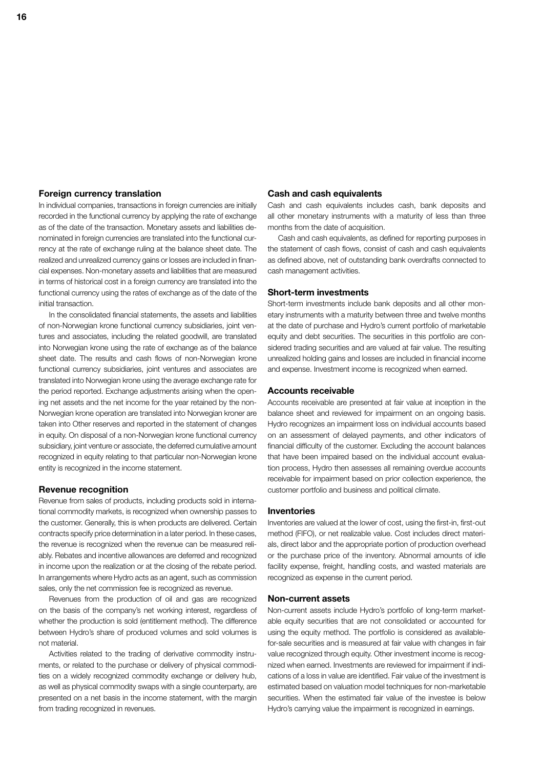## Foreign currency translation

In individual companies, transactions in foreign currencies are initially recorded in the functional currency by applying the rate of exchange as of the date of the transaction. Monetary assets and liabilities denominated in foreign currencies are translated into the functional currency at the rate of exchange ruling at the balance sheet date. The realized and unrealized currency gains or losses are included in financial expenses. Non-monetary assets and liabilities that are measured in terms of historical cost in a foreign currency are translated into the functional currency using the rates of exchange as of the date of the initial transaction.

In the consolidated financial statements, the assets and liabilities of non-Norwegian krone functional currency subsidiaries, joint ventures and associates, including the related goodwill, are translated into Norwegian krone using the rate of exchange as of the balance sheet date. The results and cash flows of non-Norwegian krone functional currency subsidiaries, joint ventures and associates are translated into Norwegian krone using the average exchange rate for the period reported. Exchange adjustments arising when the opening net assets and the net income for the year retained by the non-Norwegian krone operation are translated into Norwegian kroner are taken into Other reserves and reported in the statement of changes in equity. On disposal of a non-Norwegian krone functional currency subsidiary, joint venture or associate, the deferred cumulative amount recognized in equity relating to that particular non-Norwegian krone entity is recognized in the income statement.

## Revenue recognition

Revenue from sales of products, including products sold in international commodity markets, is recognized when ownership passes to the customer. Generally, this is when products are delivered. Certain contracts specify price determination in a later period. In these cases, the revenue is recognized when the revenue can be measured reliably. Rebates and incentive allowances are deferred and recognized in income upon the realization or at the closing of the rebate period. In arrangements where Hydro acts as an agent, such as commission sales, only the net commission fee is recognized as revenue.

Revenues from the production of oil and gas are recognized on the basis of the company's net working interest, regardless of whether the production is sold (entitlement method). The difference between Hydro's share of produced volumes and sold volumes is not material.

Activities related to the trading of derivative commodity instruments, or related to the purchase or delivery of physical commodities on a widely recognized commodity exchange or delivery hub, as well as physical commodity swaps with a single counterparty, are presented on a net basis in the income statement, with the margin from trading recognized in revenues.

## Cash and cash equivalents

Cash and cash equivalents includes cash, bank deposits and all other monetary instruments with a maturity of less than three months from the date of acquisition.

Cash and cash equivalents, as defined for reporting purposes in the statement of cash flows, consist of cash and cash equivalents as defined above, net of outstanding bank overdrafts connected to cash management activities.

## Short-term investments

Short-term investments include bank deposits and all other monetary instruments with a maturity between three and twelve months at the date of purchase and Hydro's current portfolio of marketable equity and debt securities. The securities in this portfolio are considered trading securities and are valued at fair value. The resulting unrealized holding gains and losses are included in financial income and expense. Investment income is recognized when earned.

## Accounts receivable

Accounts receivable are presented at fair value at inception in the balance sheet and reviewed for impairment on an ongoing basis. Hydro recognizes an impairment loss on individual accounts based on an assessment of delayed payments, and other indicators of financial difficulty of the customer. Excluding the account balances that have been impaired based on the individual account evaluation process, Hydro then assesses all remaining overdue accounts receivable for impairment based on prior collection experience, the customer portfolio and business and political climate.

## Inventories

Inventories are valued at the lower of cost, using the first-in, first-out method (FIFO), or net realizable value. Cost includes direct materials, direct labor and the appropriate portion of production overhead or the purchase price of the inventory. Abnormal amounts of idle facility expense, freight, handling costs, and wasted materials are recognized as expense in the current period.

## Non-current assets

Non-current assets include Hydro's portfolio of long-term marketable equity securities that are not consolidated or accounted for using the equity method. The portfolio is considered as available-for-sale securities and is measured at fair value with changes in fair value recognized through equity. Other investment income is recognized when earned. Investments are reviewed for impairment if indications of a loss in value are identified. Fair value of the investment is estimated based on valuation model techniques for non-marketable securities. When the estimated fair value of the investee is below Hydro's carrying value the impairment is recognized in earnings.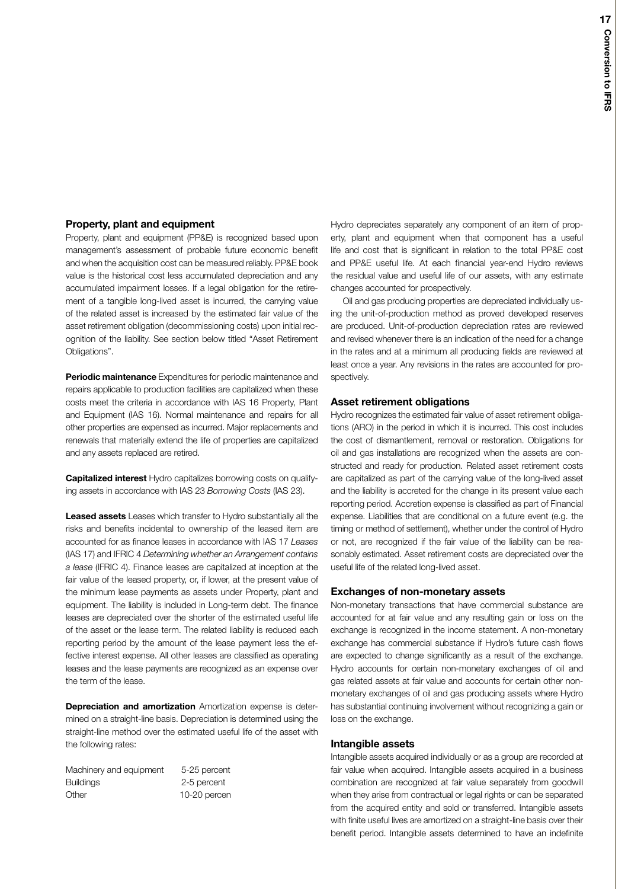### Property, plant and equipment

Property, plant and equipment (PP&E) is recognized based upon management's assessment of probable future economic benefit and when the acquisition cost can be measured reliably. PP&E book value is the historical cost less accumulated depreciation and any accumulated impairment losses. If a legal obligation for the retirement of a tangible long-lived asset is incurred, the carrying value of the related asset is increased by the estimated fair value of the asset retirement obligation (decommissioning costs) upon initial recognition of the liability. See section below titled "Asset Retirement Obligations".

**Periodic maintenance** Expenditures for periodic maintenance and repairs applicable to production facilities are capitalized when these costs meet the criteria in accordance with IAS 16 Property, Plant and Equipment (IAS 16). Normal maintenance and repairs for all other properties are expensed as incurred. Major replacements and renewals that materially extend the life of properties are capitalized and any assets replaced are retired.

**Capitalized interest** Hydro capitalizes borrowing costs on qualifying assets in accordance with IAS 23 *Borrowing Costs* (IAS 23).

**Leased assets** Leases which transfer to Hydro substantially all the risks and benefits incidental to ownership of the leased item are accounted for as finance leases in accordance with IAS 17 *Leases* (IAS 17) and IFRIC 4 *Determining whether an Arrangement contains a lease* (IFRIC 4). Finance leases are capitalized at inception at the fair value of the leased property, or, if lower, at the present value of the minimum lease payments as assets under Property, plant and equipment. The liability is included in Long-term debt. The finance leases are depreciated over the shorter of the estimated useful life of the asset or the lease term. The related liability is reduced each reporting period by the amount of the lease payment less the effective interest expense. All other leases are classified as operating leases and the lease payments are recognized as an expense over the term of the lease.

**Depreciation and amortization** Amortization expense is determined on a straight-line basis. Depreciation is determined using the straight-line method over the estimated useful life of the asset with the following rates:

| | |
|---|---|
| Machinery and equipment | 5-25 percent |
| Buildings | 2-5 percent |
| Other | 10-20 percen |

Hydro depreciates separately any component of an item of property, plant and equipment when that component has a useful life and cost that is significant in relation to the total PP&E cost and PP&E useful life. At each financial year-end Hydro reviews the residual value and useful life of our assets, with any estimate changes accounted for prospectively.

Oil and gas producing properties are depreciated individually using the unit-of-production method as proved developed reserves are produced. Unit-of-production depreciation rates are reviewed and revised whenever there is an indication of the need for a change in the rates and at a minimum all producing fields are reviewed at least once a year. Any revisions in the rates are accounted for prospectively.

### Asset retirement obligations

Hydro recognizes the estimated fair value of asset retirement obligations (ARO) in the period in which it is incurred. This cost includes the cost of dismantlement, removal or restoration. Obligations for oil and gas installations are recognized when the assets are constructed and ready for production. Related asset retirement costs are capitalized as part of the carrying value of the long-lived asset and the liability is accreted for the change in its present value each reporting period. Accretion expense is classified as part of Financial expense. Liabilities that are conditional on a future event (e.g. the timing or method of settlement), whether under the control of Hydro or not, are recognized if the fair value of the liability can be reasonably estimated. Asset retirement costs are depreciated over the useful life of the related long-lived asset.

### Exchanges of non-monetary assets

Non-monetary transactions that have commercial substance are accounted for at fair value and any resulting gain or loss on the exchange is recognized in the income statement. A non-monetary exchange has commercial substance if Hydro's future cash flows are expected to change significantly as a result of the exchange. Hydro accounts for certain non-monetary exchanges of oil and gas related assets at fair value and accounts for certain other non-monetary exchanges of oil and gas producing assets where Hydro has substantial continuing involvement without recognizing a gain or loss on the exchange.

### Intangible assets

Intangible assets acquired individually or as a group are recorded at fair value when acquired. Intangible assets acquired in a business combination are recognized at fair value separately from goodwill when they arise from contractual or legal rights or can be separated from the acquired entity and sold or transferred. Intangible assets with finite useful lives are amortized on a straight-line basis over their benefit period. Intangible assets determined to have an indefinite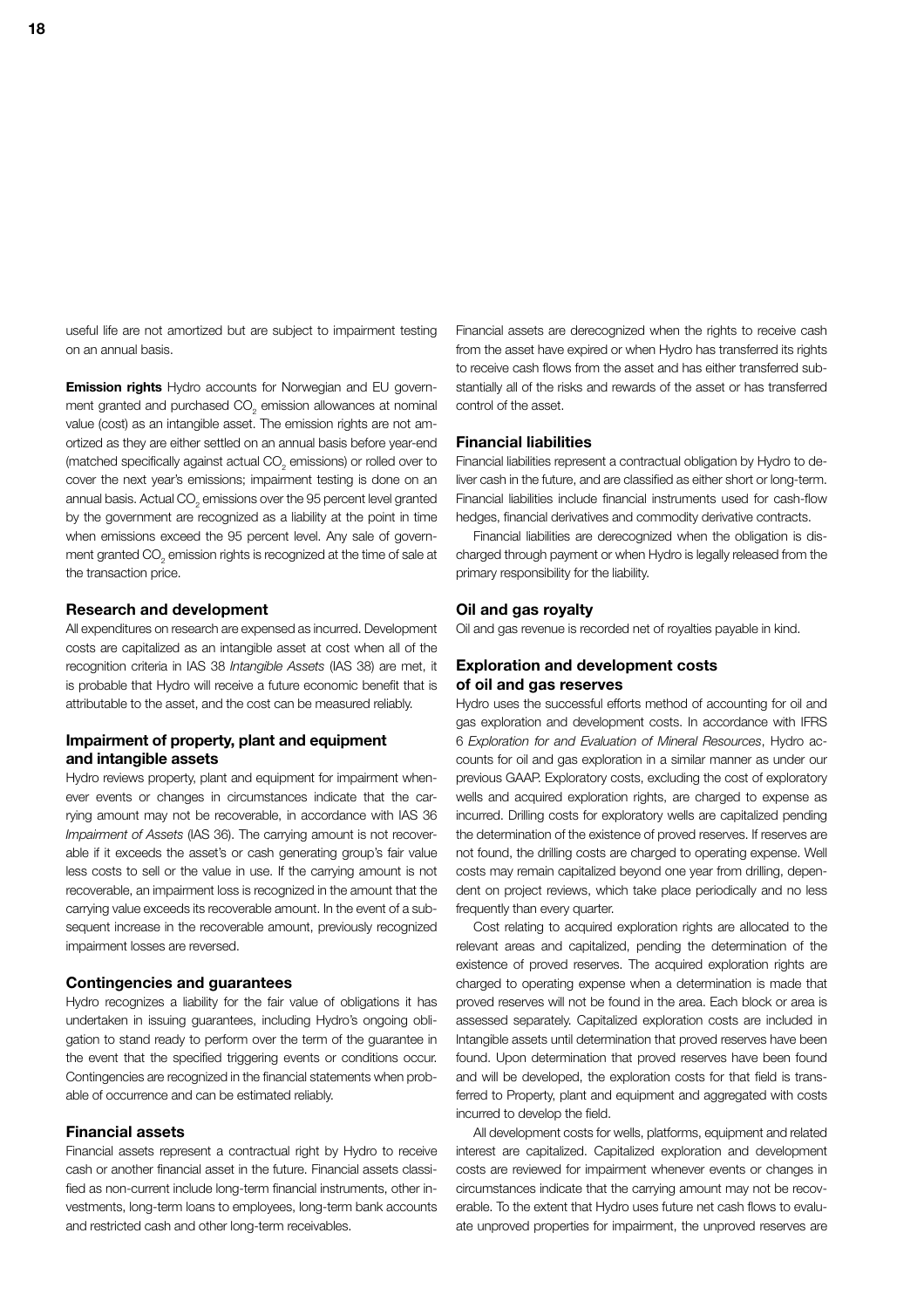useful life are not amortized but are subject to impairment testing on an annual basis.

**Emission rights** Hydro accounts for Norwegian and EU government granted and purchased $CO_2$ emission allowances at nominal value (cost) as an intangible asset. The emission rights are not amortized as they are either settled on an annual basis before year-end (matched specifically against actual $CO_2$ emissions) or rolled over to cover the next year's emissions; impairment testing is done on an annual basis. Actual $CO_2$ emissions over the 95 percent level granted by the government are recognized as a liability at the point in time when emissions exceed the 95 percent level. Any sale of government granted $CO_2$ emission rights is recognized at the time of sale at the transaction price.

### Research and development

All expenditures on research are expensed as incurred. Development costs are capitalized as an intangible asset at cost when all of the recognition criteria in IAS 38 *Intangible Assets* (IAS 38) are met, it is probable that Hydro will receive a future economic benefit that is attributable to the asset, and the cost can be measured reliably.

### Impairment of property, plant and equipment and intangible assets

Hydro reviews property, plant and equipment for impairment whenever events or changes in circumstances indicate that the carrying amount may not be recoverable, in accordance with IAS 36 *Impairment of Assets* (IAS 36). The carrying amount is not recoverable if it exceeds the asset's or cash generating group's fair value less costs to sell or the value in use. If the carrying amount is not recoverable, an impairment loss is recognized in the amount that the carrying value exceeds its recoverable amount. In the event of a subsequent increase in the recoverable amount, previously recognized impairment losses are reversed.

### Contingencies and guarantees

Hydro recognizes a liability for the fair value of obligations it has undertaken in issuing guarantees, including Hydro's ongoing obligation to stand ready to perform over the term of the guarantee in the event that the specified triggering events or conditions occur. Contingencies are recognized in the financial statements when probable of occurrence and can be estimated reliably.

### Financial assets

Financial assets represent a contractual right by Hydro to receive cash or another financial asset in the future. Financial assets classified as non-current include long-term financial instruments, other investments, long-term loans to employees, long-term bank accounts and restricted cash and other long-term receivables.

Financial assets are derecognized when the rights to receive cash from the asset have expired or when Hydro has transferred its rights to receive cash flows from the asset and has either transferred substantially all of the risks and rewards of the asset or has transferred control of the asset.

### Financial liabilities

Financial liabilities represent a contractual obligation by Hydro to deliver cash in the future, and are classified as either short or long-term. Financial liabilities include financial instruments used for cash-flow hedges, financial derivatives and commodity derivative contracts.

Financial liabilities are derecognized when the obligation is discharged through payment or when Hydro is legally released from the primary responsibility for the liability.

### Oil and gas royalty

Oil and gas revenue is recorded net of royalties payable in kind.

### Exploration and development costs of oil and gas reserves

Hydro uses the successful efforts method of accounting for oil and gas exploration and development costs. In accordance with IFRS 6 *Exploration for and Evaluation of Mineral Resources*, Hydro accounts for oil and gas exploration in a similar manner as under our previous GAAP. Exploratory costs, excluding the cost of exploratory wells and acquired exploration rights, are charged to expense as incurred. Drilling costs for exploratory wells are capitalized pending the determination of the existence of proved reserves. If reserves are not found, the drilling costs are charged to operating expense. Well costs may remain capitalized beyond one year from drilling, dependent on project reviews, which take place periodically and no less frequently than every quarter.

Cost relating to acquired exploration rights are allocated to the relevant areas and capitalized, pending the determination of the existence of proved reserves. The acquired exploration rights are charged to operating expense when a determination is made that proved reserves will not be found in the area. Each block or area is assessed separately. Capitalized exploration costs are included in Intangible assets until determination that proved reserves have been found. Upon determination that proved reserves have been found and will be developed, the exploration costs for that field is transferred to Property, plant and equipment and aggregated with costs incurred to develop the field.

All development costs for wells, platforms, equipment and related interest are capitalized. Capitalized exploration and development costs are reviewed for impairment whenever events or changes in circumstances indicate that the carrying amount may not be recoverable. To the extent that Hydro uses future net cash flows to evaluate unproved properties for impairment, the unproved reserves are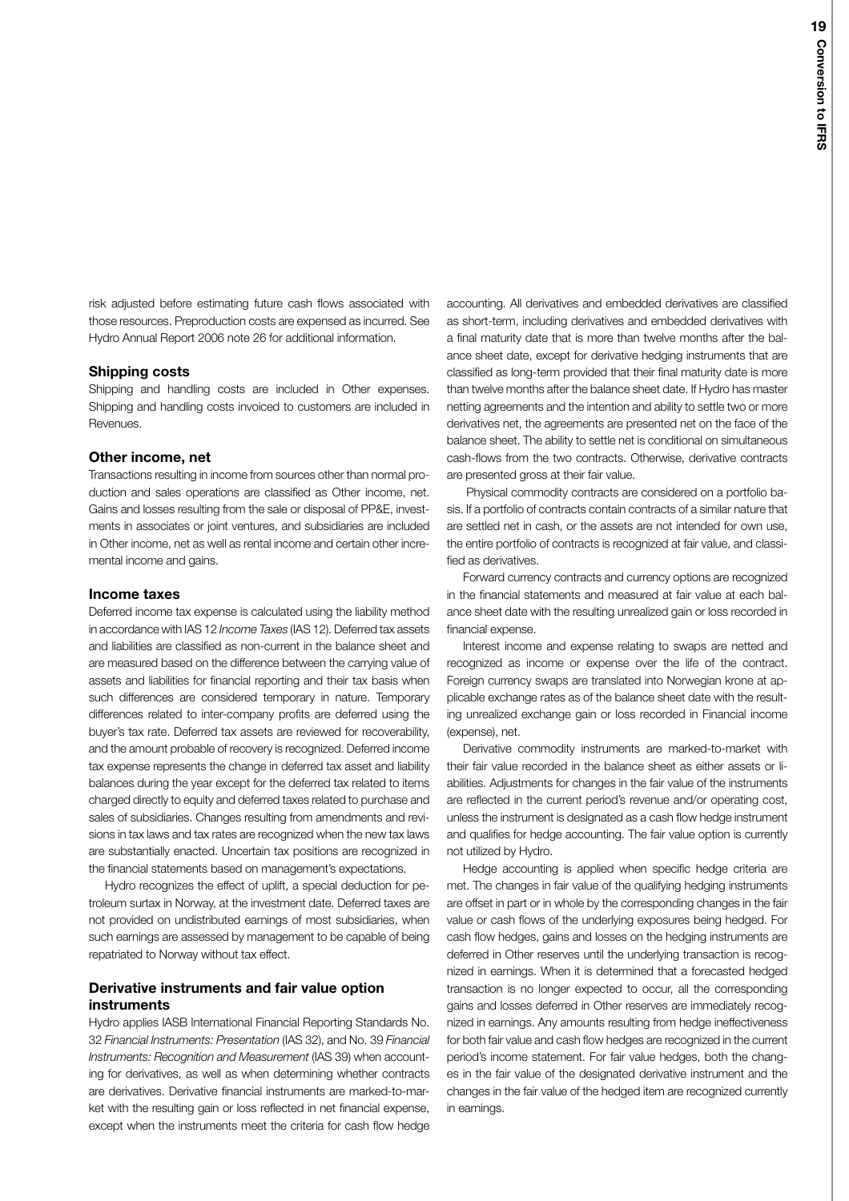risk adjusted before estimating future cash flows associated with those resources. Preproduction costs are expensed as incurred. See Hydro Annual Report 2006 note 26 for additional information.

### Shipping costs

Shipping and handling costs are included in Other expenses. Shipping and handling costs invoiced to customers are included in Revenues.

### Other income, net

Transactions resulting in income from sources other than normal production and sales operations are classified as Other income, net. Gains and losses resulting from the sale or disposal of PP&E, investments in associates or joint ventures, and subsidiaries are included in Other income, net as well as rental income and certain other incremental income and gains.

### Income taxes

Deferred income tax expense is calculated using the liability method in accordance with IAS 12 *Income Taxes* (IAS 12). Deferred tax assets and liabilities are classified as non-current in the balance sheet and are measured based on the difference between the carrying value of assets and liabilities for financial reporting and their tax basis when such differences are considered temporary in nature. Temporary differences related to inter-company profits are deferred using the buyer's tax rate. Deferred tax assets are reviewed for recoverability, and the amount probable of recovery is recognized. Deferred income tax expense represents the change in deferred tax asset and liability balances during the year except for the deferred tax related to items charged directly to equity and deferred taxes related to purchase and sales of subsidiaries. Changes resulting from amendments and revisions in tax laws and tax rates are recognized when the new tax laws are substantially enacted. Uncertain tax positions are recognized in the financial statements based on management's expectations.

Hydro recognizes the effect of uplift, a special deduction for petroleum surtax in Norway, at the investment date. Deferred taxes are not provided on undistributed earnings of most subsidiaries, when such earnings are assessed by management to be capable of being repatriated to Norway without tax effect.

### Derivative instruments and fair value option instruments

Hydro applies IASB International Financial Reporting Standards No. 32 *Financial Instruments: Presentation* (IAS 32), and No. 39 *Financial Instruments: Recognition and Measurement* (IAS 39) when accounting for derivatives, as well as when determining whether contracts are derivatives. Derivative financial instruments are marked-to-market with the resulting gain or loss reflected in net financial expense, except when the instruments meet the criteria for cash flow hedge accounting. All derivatives and embedded derivatives are classified as short-term, including derivatives and embedded derivatives with a final maturity date that is more than twelve months after the balance sheet date, except for derivative hedging instruments that are classified as long-term provided that their final maturity date is more than twelve months after the balance sheet date. If Hydro has master netting agreements and the intention and ability to settle two or more derivatives net, the agreements are presented net on the face of the balance sheet. The ability to settle net is conditional on simultaneous cash-flows from the two contracts. Otherwise, derivative contracts are presented gross at their fair value.

Physical commodity contracts are considered on a portfolio basis. If a portfolio of contracts contain contracts of a similar nature that are settled net in cash, or the assets are not intended for own use, the entire portfolio of contracts is recognized at fair value, and classified as derivatives.

Forward currency contracts and currency options are recognized in the financial statements and measured at fair value at each balance sheet date with the resulting unrealized gain or loss recorded in financial expense.

Interest income and expense relating to swaps are netted and recognized as income or expense over the life of the contract. Foreign currency swaps are translated into Norwegian krone at applicable exchange rates as of the balance sheet date with the resulting unrealized exchange gain or loss recorded in Financial income (expense), net.

Derivative commodity instruments are marked-to-market with their fair value recorded in the balance sheet as either assets or liabilities. Adjustments for changes in the fair value of the instruments are reflected in the current period's revenue and/or operating cost, unless the instrument is designated as a cash flow hedge instrument and qualifies for hedge accounting. The fair value option is currently not utilized by Hydro.

Hedge accounting is applied when specific hedge criteria are met. The changes in fair value of the qualifying hedging instruments are offset in part or in whole by the corresponding changes in the fair value or cash flows of the underlying exposures being hedged. For cash flow hedges, gains and losses on the hedging instruments are deferred in Other reserves until the underlying transaction is recognized in earnings. When it is determined that a forecasted hedged transaction is no longer expected to occur, all the corresponding gains and losses deferred in Other reserves are immediately recognized in earnings. Any amounts resulting from hedge ineffectiveness for both fair value and cash flow hedges are recognized in the current period's income statement. For fair value hedges, both the changes in the fair value of the designated derivative instrument and the changes in the fair value of the hedged item are recognized currently in earnings.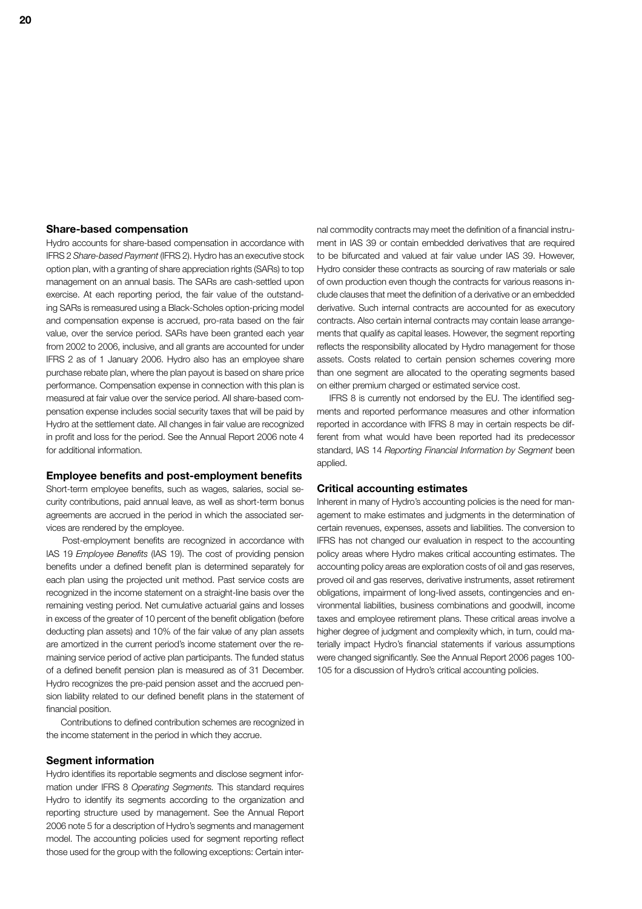## Share-based compensation

Hydro accounts for share-based compensation in accordance with IFRS 2 *Share-based Payment* (IFRS 2). Hydro has an executive stock option plan, with a granting of share appreciation rights (SARs) to top management on an annual basis. The SARs are cash-settled upon exercise. At each reporting period, the fair value of the outstanding SARs is remeasured using a Black-Scholes option-pricing model and compensation expense is accrued, pro-rata based on the fair value, over the service period. SARs have been granted each year from 2002 to 2006, inclusive, and all grants are accounted for under IFRS 2 as of 1 January 2006. Hydro also has an employee share purchase rebate plan, where the plan payout is based on share price performance. Compensation expense in connection with this plan is measured at fair value over the service period. All share-based compensation expense includes social security taxes that will be paid by Hydro at the settlement date. All changes in fair value are recognized in profit and loss for the period. See the Annual Report 2006 note 4 for additional information.

## Employee benefits and post-employment benefits

Short-term employee benefits, such as wages, salaries, social security contributions, paid annual leave, as well as short-term bonus agreements are accrued in the period in which the associated services are rendered by the employee.

Post-employment benefits are recognized in accordance with IAS 19 *Employee Benefits* (IAS 19). The cost of providing pension benefits under a defined benefit plan is determined separately for each plan using the projected unit method. Past service costs are recognized in the income statement on a straight-line basis over the remaining vesting period. Net cumulative actuarial gains and losses in excess of the greater of 10 percent of the benefit obligation (before deducting plan assets) and 10% of the fair value of any plan assets are amortized in the current period's income statement over the remaining service period of active plan participants. The funded status of a defined benefit pension plan is measured as of 31 December. Hydro recognizes the pre-paid pension asset and the accrued pension liability related to our defined benefit plans in the statement of financial position.

Contributions to defined contribution schemes are recognized in the income statement in the period in which they accrue.

## Segment information

Hydro identifies its reportable segments and disclose segment information under IFRS 8 *Operating Segments.* This standard requires Hydro to identify its segments according to the organization and reporting structure used by management. See the Annual Report 2006 note 5 for a description of Hydro's segments and management model. The accounting policies used for segment reporting reflect those used for the group with the following exceptions: Certain internal commodity contracts may meet the definition of a financial instrument in IAS 39 or contain embedded derivatives that are required to be bifurcated and valued at fair value under IAS 39. However, Hydro consider these contracts as sourcing of raw materials or sale of own production even though the contracts for various reasons include clauses that meet the definition of a derivative or an embedded derivative. Such internal contracts are accounted for as executory contracts. Also certain internal contracts may contain lease arrangements that qualify as capital leases. However, the segment reporting reflects the responsibility allocated by Hydro management for those assets. Costs related to certain pension schemes covering more than one segment are allocated to the operating segments based on either premium charged or estimated service cost.

IFRS 8 is currently not endorsed by the EU. The identified segments and reported performance measures and other information reported in accordance with IFRS 8 may in certain respects be different from what would have been reported had its predecessor standard, IAS 14 *Reporting Financial Information by Segment* been applied.

## Critical accounting estimates

Inherent in many of Hydro's accounting policies is the need for management to make estimates and judgments in the determination of certain revenues, expenses, assets and liabilities. The conversion to IFRS has not changed our evaluation in respect to the accounting policy areas where Hydro makes critical accounting estimates. The accounting policy areas are exploration costs of oil and gas reserves, proved oil and gas reserves, derivative instruments, asset retirement obligations, impairment of long-lived assets, contingencies and environmental liabilities, business combinations and goodwill, income taxes and employee retirement plans. These critical areas involve a higher degree of judgment and complexity which, in turn, could materially impact Hydro's financial statements if various assumptions were changed significantly. See the Annual Report 2006 pages 100-105 for a discussion of Hydro's critical accounting policies.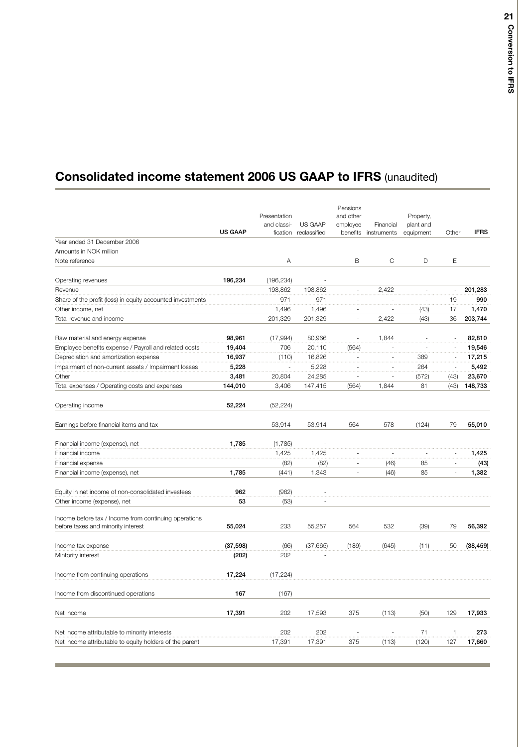# Consolidated income statement 2006 US GAAP to IFRS (unaudited)

| | US GAAP | Presentation and classification | US GAAP reclassified | Pensions and other employee benefits | Financial instruments | Property, plant and equipment | Other | IFRS |
|---|---|---|---|---|---|---|---|---|
| Year ended 31 December 2006 | | | | | | | | |
| Amounts in NOK million | | | | | | | | |
| Note reference | | A | | B | C | D | E | |
| Operating revenues | **196,234** | (196,234) | - | | | | | |
| Revenue | | 198,862 | 198,862 | - | 2,422 | - | - | **201,283** |
| Share of the profit (loss) in equity accounted investments | | 971 | 971 | - | - | - | 19 | **990** |
| Other income, net | | 1,496 | 1,496 | - | - | (43) | 17 | **1,470** |
| Total revenue and income | | 201,329 | 201,329 | - | 2,422 | (43) | 36 | **203,744** |
| Raw material and energy expense | **98,961** | (17,994) | 80,966 | - | 1,844 | - | - | **82,810** |
| Employee benefits expense / Payroll and related costs | **19,404** | 706 | 20,110 | (564) | - | - | - | **19,546** |
| Depreciation and amortization expense | **16,937** | (110) | 16,826 | - | - | 389 | - | **17,215** |
| Impairment of non-current assets / Impairment losses | **5,228** | - | 5,228 | - | - | 264 | - | **5,492** |
| Other | **3,481** | 20,804 | 24,285 | - | - | (572) | (43) | **23,670** |
| Total expenses / Operating costs and expenses | **144,010** | 3,406 | 147,415 | (564) | 1,844 | 81 | (43) | **148,733** |
| Operating income | **52,224** | (52,224) | | | | | | |
| Earnings before financial items and tax | | 53,914 | 53,914 | 564 | 578 | (124) | 79 | **55,010** |
| Financial income (expense), net | **1,785** | (1,785) | - | | | | | |
| Financial income | | 1,425 | 1,425 | - | - | - | - | **1,425** |
| Financial expense | | (82) | (82) | - | (46) | 85 | - | **(43)** |
| Financial income (expense), net | **1,785** | (441) | 1,343 | - | (46) | 85 | - | **1,382** |
| Equity in net income of non-consolidated investees | **962** | (962) | - | | | | | |
| Other income (expense), net | **53** | (53) | - | | | | | |
| Income before tax / Income from continuing operations before taxes and minority interest | **55,024** | 233 | 55,257 | 564 | 532 | (39) | 79 | **56,392** |
| Income tax expense | **(37,598)** | (66) | (37,665) | (189) | (645) | (11) | 50 | **(38,459)** |
| Mintority interest | **(202)** | 202 | - | | | | | |
| Income from continuing operations | **17,224** | (17,224) | | | | | | |
| Income from discontinued operations | **167** | (167) | | | | | | |
| Net income | **17,391** | 202 | 17,593 | 375 | (113) | (50) | 129 | **17,933** |
| Net income attributable to minority interests | | 202 | 202 | - | - | 71 | 1 | **273** |
| Net income attributable to equity holders of the parent | | 17,391 | 17,391 | 375 | (113) | (120) | 127 | **17,660** |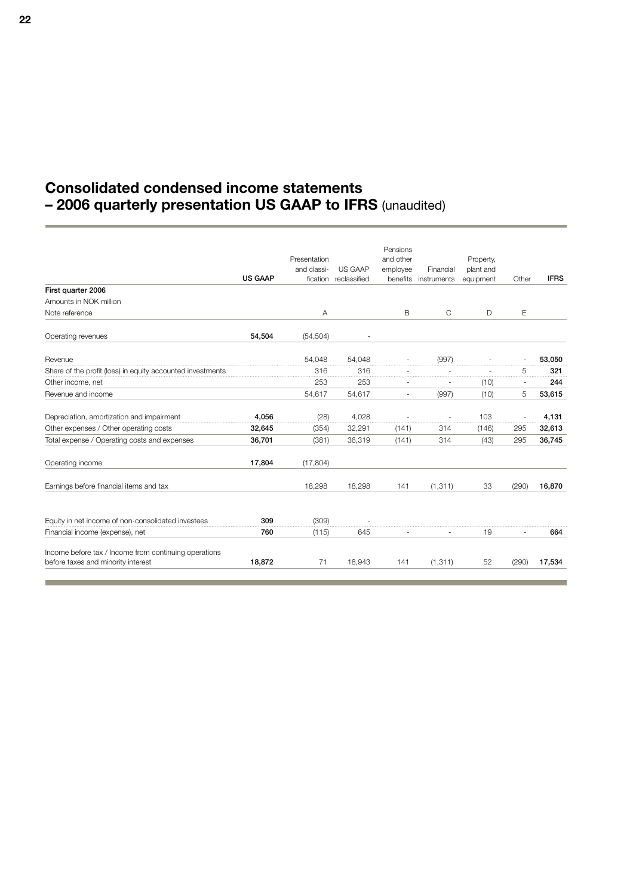# Consolidated condensed income statements – 2006 quarterly presentation US GAAP to IFRS (unaudited)

| First quarter 2006 | US GAAP | Presentation and classification | US GAAP reclassified | Pensions and other employee benefits | Financial instruments | Property, plant and equipment | Other | IFRS |
|---|---|---|---|---|---|---|---|---|
| Amounts in NOK million | | | | | | | | |
| Note reference | | A | | B | C | D | E | |
| Operating revenues | **54,504** | (54,504) | - | | | | | |
| Revenue | | 54,048 | 54,048 | - | (997) | - | - | **53,050** |
| Share of the profit (loss) in equity accounted investments | | 316 | 316 | - | - | - | 5 | **321** |
| Other income, net | | 253 | 253 | - | - | (10) | - | **244** |
| Revenue and income | | 54,617 | 54,617 | - | (997) | (10) | 5 | **53,615** |
| Depreciation, amortization and impairment | **4,056** | (28) | 4,028 | - | - | 103 | - | **4,131** |
| Other expenses / Other operating costs | **32,645** | (354) | 32,291 | (141) | 314 | (146) | 295 | **32,613** |
| Total expense / Operating costs and expenses | **36,701** | (381) | 36,319 | (141) | 314 | (43) | 295 | **36,745** |
| Operating income | **17,804** | (17,804) | | | | | | |
| Earnings before financial items and tax | | 18,298 | 18,298 | 141 | (1,311) | 33 | (290) | **16,870** |
| Equity in net income of non-consolidated investees | **309** | (309) | - | | | | | |
| Financial income (expense), net | **760** | (115) | 645 | - | - | 19 | - | **664** |
| Income before tax / Income from continuing operations before taxes and minority interest | **18,872** | 71 | 18,943 | 141 | (1,311) | 52 | (290) | **17,534** |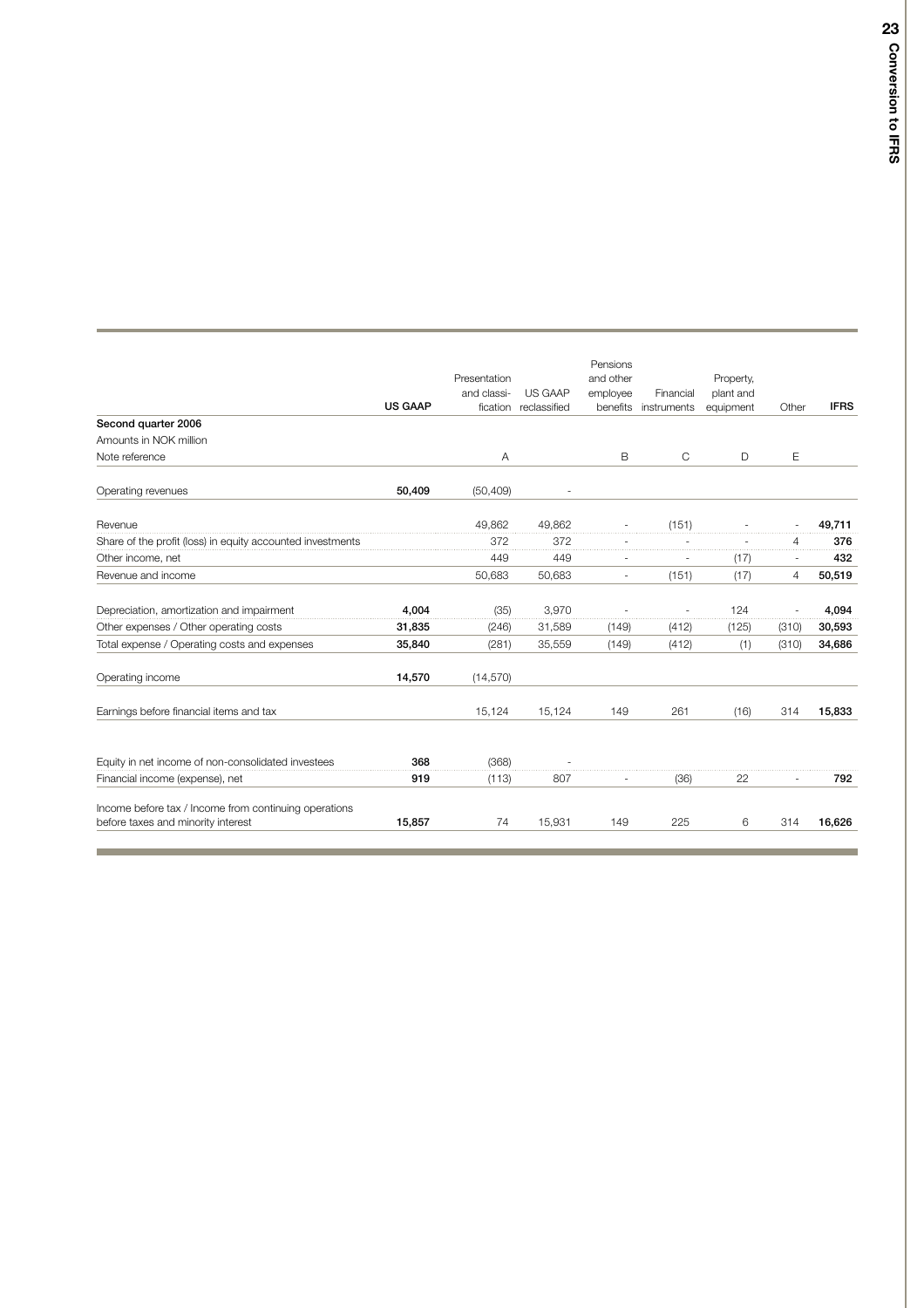| | US GAAP | Presentation and classi-fication | US GAAP reclassified | Pensions and other employee benefits | Financial instruments | Property, plant and equipment | Other | IFRS |
|---|---|---|---|---|---|---|---|---|
| **Second quarter 2006** | | | | | | | | |
| Amounts in NOK million | | | | | | | | |
| Note reference | | A | | B | C | D | E | |
| Operating revenues | **50,409** | (50,409) | - | | | | | |
| Revenue | | 49,862 | 49,862 | - | (151) | - | - | **49,711** |
| Share of the profit (loss) in equity accounted investments | | 372 | 372 | - | - | - | 4 | **376** |
| Other income, net | | 449 | 449 | - | - | (17) | - | **432** |
| Revenue and income | | 50,683 | 50,683 | - | (151) | (17) | 4 | **50,519** |
| Depreciation, amortization and impairment | **4,004** | (35) | 3,970 | - | - | 124 | - | **4,094** |
| Other expenses / Other operating costs | **31,835** | (246) | 31,589 | (149) | (412) | (125) | (310) | **30,593** |
| Total expense / Operating costs and expenses | **35,840** | (281) | 35,559 | (149) | (412) | (1) | (310) | **34,686** |
| Operating income | **14,570** | (14,570) | | | | | | |
| Earnings before financial items and tax | | 15,124 | 15,124 | 149 | 261 | (16) | 314 | **15,833** |
| Equity in net income of non-consolidated investees | **368** | (368) | - | | | | | |
| Financial income (expense), net | **919** | (113) | 807 | - | (36) | 22 | - | **792** |
| Income before tax / Income from continuing operations before taxes and minority interest | **15,857** | 74 | 15,931 | 149 | 225 | 6 | 314 | **16,626** |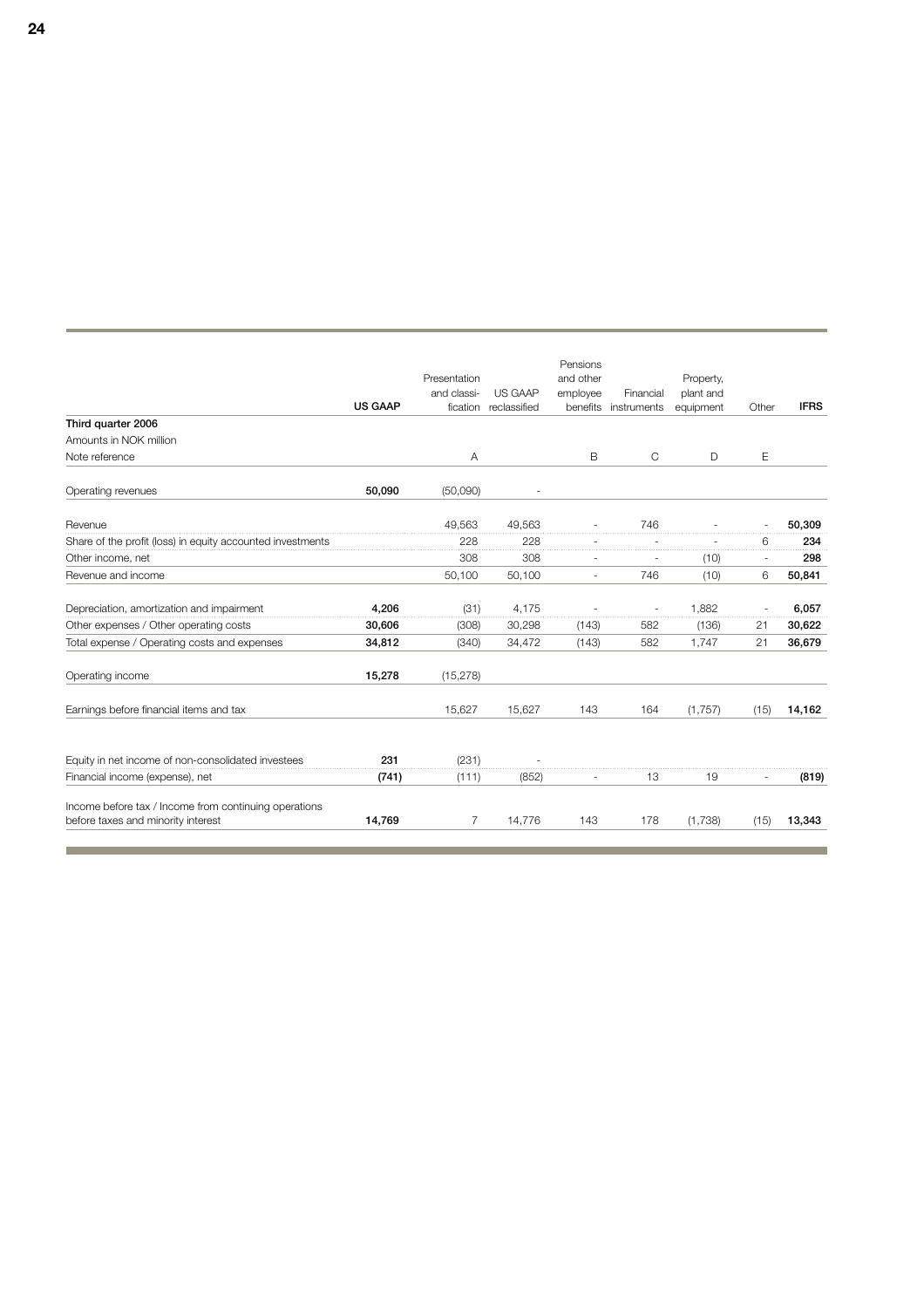| | US GAAP | Presentation and classi- fication | US GAAP reclassified | Pensions and other employee benefits | Financial instruments | Property, plant and equipment | Other | IFRS |
|---|---|---|---|---|---|---|---|---|
| **Third quarter 2006** | | | | | | | | |
| Amounts in NOK million | | | | | | | | |
| Note reference | | A | | B | C | D | E | |
| Operating revenues | **50,090** | (50,090) | - | | | | | |
| Revenue | | 49,563 | 49,563 | - | 746 | - | - | **50,309** |
| Share of the profit (loss) in equity accounted investments | | 228 | 228 | - | - | - | 6 | **234** |
| Other income, net | | 308 | 308 | - | - | (10) | - | **298** |
| Revenue and income | | 50,100 | 50,100 | - | 746 | (10) | 6 | **50,841** |
| Depreciation, amortization and impairment | **4,206** | (31) | 4,175 | - | - | 1,882 | - | **6,057** |
| Other expenses / Other operating costs | **30,606** | (308) | 30,298 | (143) | 582 | (136) | 21 | **30,622** |
| Total expense / Operating costs and expenses | **34,812** | (340) | 34,472 | (143) | 582 | 1,747 | 21 | **36,679** |
| Operating income | **15,278** | (15,278) | | | | | | |
| Earnings before financial items and tax | | 15,627 | 15,627 | 143 | 164 | (1,757) | (15) | **14,162** |
| Equity in net income of non-consolidated investees | **231** | (231) | - | | | | | |
| Financial income (expense), net | **(741)** | (111) | (852) | - | 13 | 19 | - | **(819)** |
| Income before tax / Income from continuing operations before taxes and minority interest | **14,769** | 7 | 14,776 | 143 | 178 | (1,738) | (15) | **13,343** |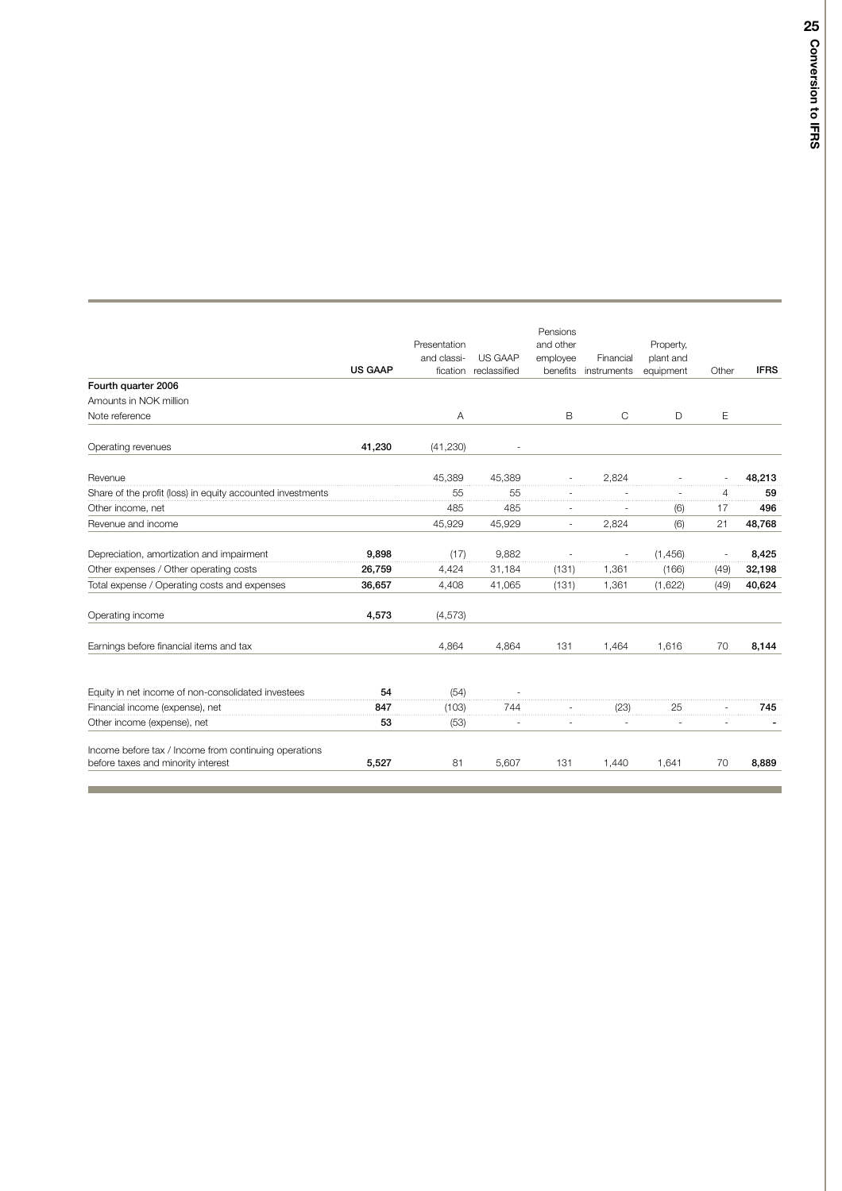| | US GAAP | Presentation and classi- fication | US GAAP reclassified | Pensions and other employee benefits | Financial instruments | Property, plant and equipment | Other | IFRS |
|---|---|---|---|---|---|---|---|---|
| **Fourth quarter 2006** | | | | | | | | |
| Amounts in NOK million | | | | | | | | |
| Note reference | | A | | B | C | D | E | |
| Operating revenues | **41,230** | (41,230) | - | | | | | |
| Revenue | | 45,389 | 45,389 | - | 2,824 | - | - | **48,213** |
| Share of the profit (loss) in equity accounted investments | | 55 | 55 | - | - | - | 4 | **59** |
| Other income, net | | 485 | 485 | - | - | (6) | 17 | **496** |
| Revenue and income | | 45,929 | 45,929 | - | 2,824 | (6) | 21 | **48,768** |
| Depreciation, amortization and impairment | **9,898** | (17) | 9,882 | - | - | (1,456) | - | **8,425** |
| Other expenses / Other operating costs | **26,759** | 4,424 | 31,184 | (131) | 1,361 | (166) | (49) | **32,198** |
| Total expense / Operating costs and expenses | **36,657** | 4,408 | 41,065 | (131) | 1,361 | (1,622) | (49) | **40,624** |
| Operating income | **4,573** | (4,573) | | | | | | |
| Earnings before financial items and tax | | 4,864 | 4,864 | 131 | 1,464 | 1,616 | 70 | **8,144** |
| Equity in net income of non-consolidated investees | **54** | (54) | - | | | | | |
| Financial income (expense), net | **847** | (103) | 744 | - | (23) | 25 | - | **745** |
| Other income (expense), net | **53** | (53) | - | - | - | - | - | **-** |
| Income before tax / Income from continuing operations before taxes and minority interest | **5,527** | 81 | 5,607 | 131 | 1,440 | 1,641 | 70 | **8,889** |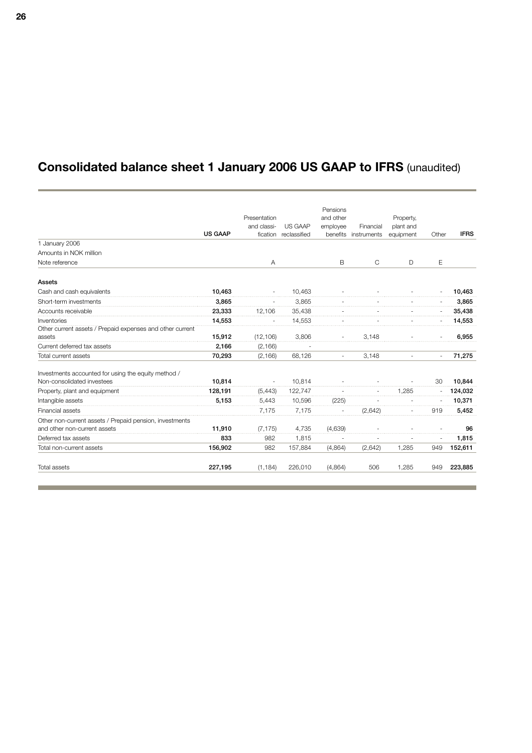# Consolidated balance sheet 1 January 2006 US GAAP to IFRS (unaudited)

| | US GAAP | Presentation and classi-fication | US GAAP reclassified | Pensions and other employee benefits | Financial instruments | Property, plant and equipment | Other | IFRS |
|---|---|---|---|---|---|---|---|---|
| 1 January 2006 | | | | | | | | |
| Amounts in NOK million | | | | | | | | |
| Note reference | | A | | B | C | D | E | |
| **Assets** | | | | | | | | |
| Cash and cash equivalents | **10,463** | - | 10,463 | - | - | - | - | **10,463** |
| Short-term investments | **3,865** | - | 3,865 | - | - | - | - | **3,865** |
| Accounts receivable | **23,333** | 12,106 | 35,438 | - | - | - | - | **35,438** |
| Inventories | **14,553** | - | 14,553 | - | - | - | - | **14,553** |
| Other current assets / Prepaid expenses and other current assets | **15,912** | (12,106) | 3,806 | - | 3,148 | - | - | **6,955** |
| Current deferred tax assets | **2,166** | (2,166) | - | | | | | |
| Total current assets | **70,293** | (2,166) | 68,126 | - | 3,148 | - | - | **71,275** |
| Investments accounted for using the equity method / Non-consolidated investees | **10,814** | - | 10,814 | - | - | - | 30 | **10,844** |
| Property, plant and equipment | **128,191** | (5,443) | 122,747 | - | - | 1,285 | - | **124,032** |
| Intangible assets | **5,153** | 5,443 | 10,596 | (225) | - | - | - | **10,371** |
| Financial assets | | 7,175 | 7,175 | - | (2,642) | - | 919 | **5,452** |
| Other non-current assets / Prepaid pension, investments and other non-current assets | **11,910** | (7,175) | 4,735 | (4,639) | - | - | - | **96** |
| Deferred tax assets | **833** | 982 | 1,815 | - | - | - | - | **1,815** |
| Total non-current assets | **156,902** | 982 | 157,884 | (4,864) | (2,642) | 1,285 | 949 | **152,611** |
| Total assets | **227,195** | (1,184) | 226,010 | (4,864) | 506 | 1,285 | 949 | **223,885** |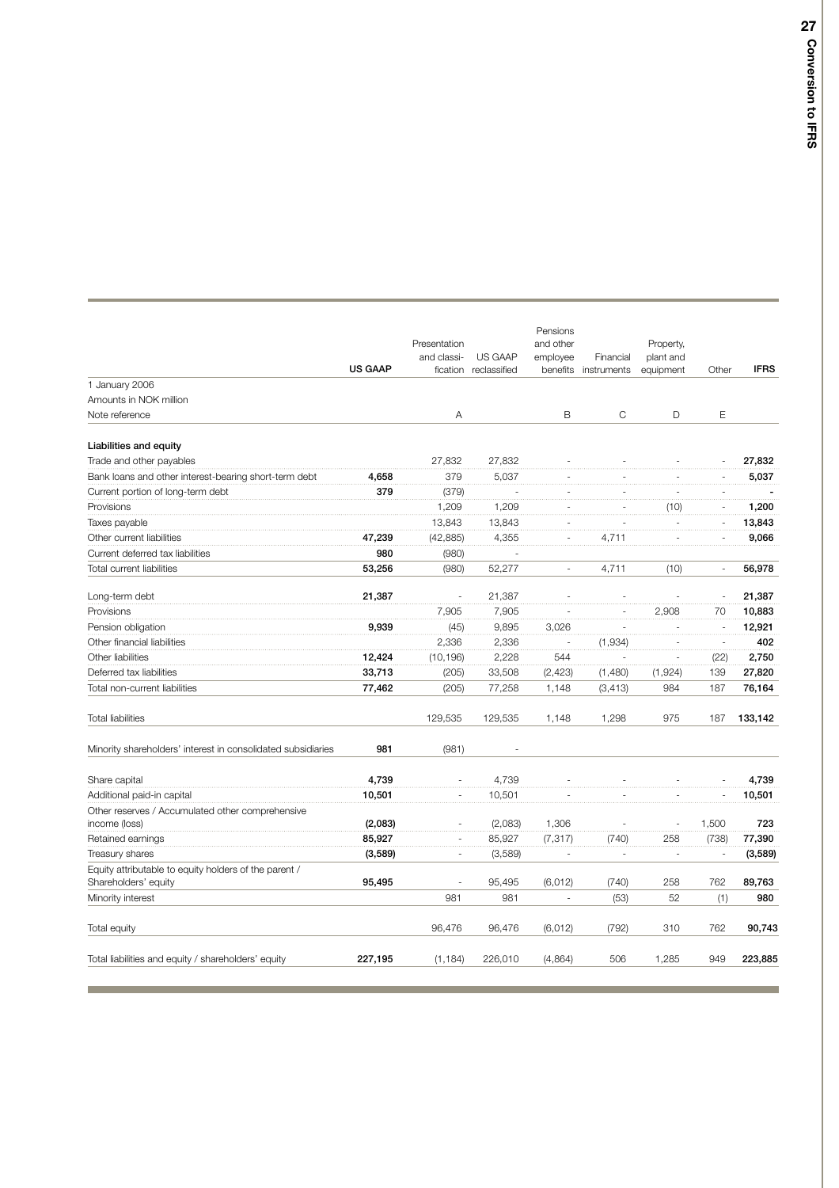| | US GAAP | Presentation and classification | US GAAP reclassified | Pensions and other employee benefits | Financial instruments | Property, plant and equipment | Other | IFRS |
|---|---|---|---|---|---|---|---|---|
| 1 January 2006 | | | | | | | | |
| Amounts in NOK million | | | | | | | | |
| Note reference | | A | | B | C | D | E | |
| | | | | | | | | |
| **Liabilities and equity** | | | | | | | | |
| Trade and other payables | | 27,832 | 27,832 | - | - | - | - | **27,832** |
| Bank loans and other interest-bearing short-term debt | **4,658** | 379 | 5,037 | - | - | - | - | **5,037** |
| Current portion of long-term debt | **379** | (379) | - | - | - | - | - | **-** |
| Provisions | | 1,209 | 1,209 | - | - | (10) | - | **1,200** |
| Taxes payable | | 13,843 | 13,843 | - | - | - | - | **13,843** |
| Other current liabilities | **47,239** | (42,885) | 4,355 | - | 4,711 | - | - | **9,066** |
| Current deferred tax liabilities | **980** | (980) | - | | | | | |
| Total current liabilities | **53,256** | (980) | 52,277 | - | 4,711 | (10) | - | **56,978** |
| | | | | | | | | |
| Long-term debt | **21,387** | - | 21,387 | - | - | - | - | **21,387** |
| Provisions | | 7,905 | 7,905 | - | - | 2,908 | 70 | **10,883** |
| Pension obligation | **9,939** | (45) | 9,895 | 3,026 | - | - | - | **12,921** |
| Other financial liabilities | | 2,336 | 2,336 | - | (1,934) | - | - | **402** |
| Other liabilities | **12,424** | (10,196) | 2,228 | 544 | - | - | (22) | **2,750** |
| Deferred tax liabilities | **33,713** | (205) | 33,508 | (2,423) | (1,480) | (1,924) | 139 | **27,820** |
| Total non-current liabilities | **77,462** | (205) | 77,258 | 1,148 | (3,413) | 984 | 187 | **76,164** |
| | | | | | | | | |
| Total liabilities | | 129,535 | 129,535 | 1,148 | 1,298 | 975 | 187 | **133,142** |
| | | | | | | | | |
| Minority shareholders' interest in consolidated subsidiaries | **981** | (981) | - | | | | | |
| | | | | | | | | |
| Share capital | **4,739** | - | 4,739 | - | - | - | - | **4,739** |
| Additional paid-in capital | **10,501** | - | 10,501 | - | - | - | - | **10,501** |
| Other reserves / Accumulated other comprehensive income (loss) | **(2,083)** | - | (2,083) | 1,306 | - | - | 1,500 | **723** |
| Retained earnings | **85,927** | - | 85,927 | (7,317) | (740) | 258 | (738) | **77,390** |
| Treasury shares | **(3,589)** | - | (3,589) | - | - | - | - | **(3,589)** |
| Equity attributable to equity holders of the parent / Shareholders' equity | **95,495** | - | 95,495 | (6,012) | (740) | 258 | 762 | **89,763** |
| Minority interest | | 981 | 981 | - | (53) | 52 | (1) | **980** |
| | | | | | | | | |
| Total equity | | 96,476 | 96,476 | (6,012) | (792) | 310 | 762 | **90,743** |
| | | | | | | | | |
| Total liabilities and equity / shareholders' equity | **227,195** | (1,184) | 226,010 | (4,864) | 506 | 1,285 | 949 | **223,885** |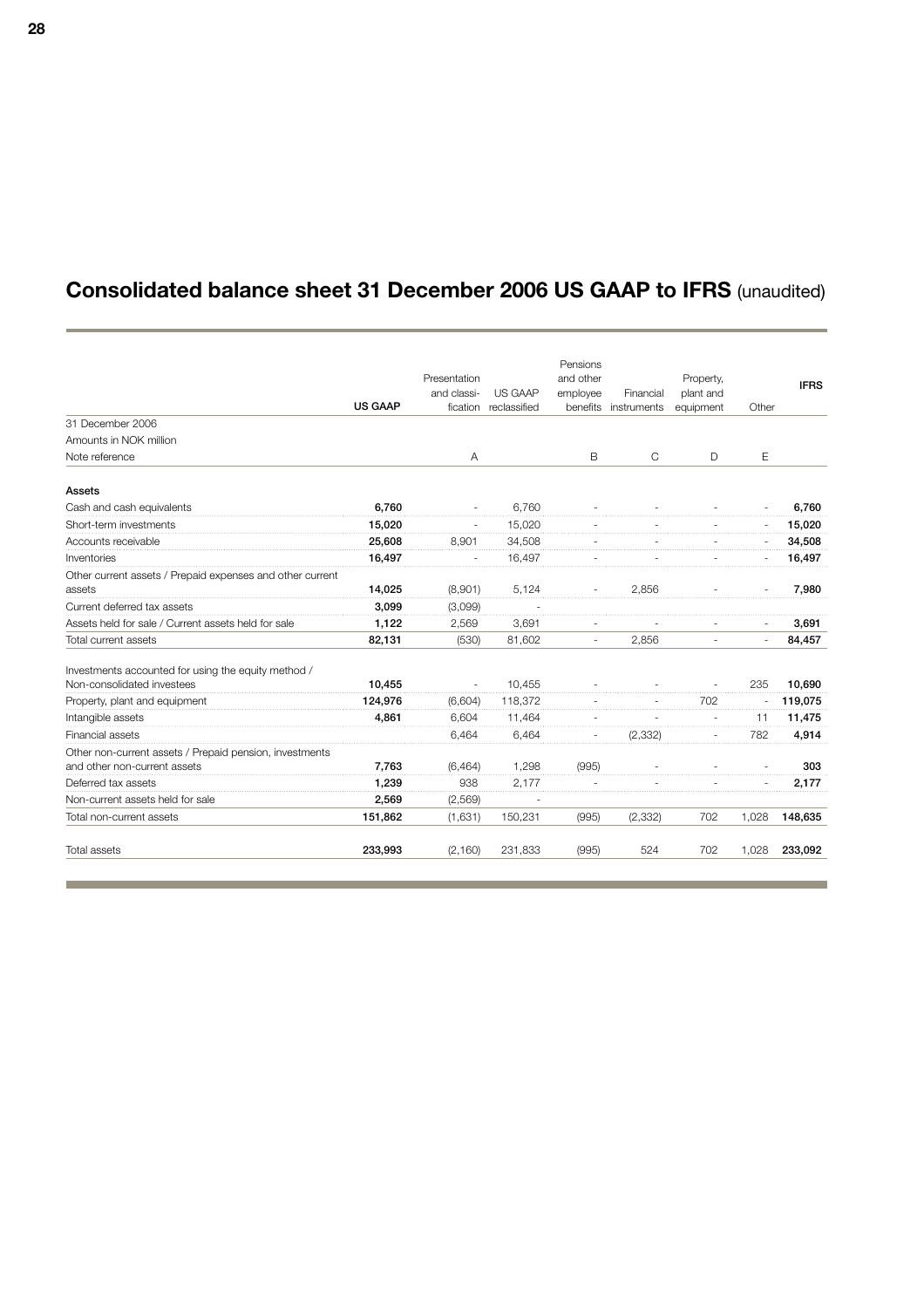## Consolidated balance sheet 31 December 2006 US GAAP to IFRS (unaudited)

| | US GAAP | Presentation and classi-fication | US GAAP reclassified | Pensions and other employee benefits | Financial instruments | Property, plant and equipment | Other | IFRS |
|---|---|---|---|---|---|---|---|---|
| 31 December 2006 | | | | | | | | |
| Amounts in NOK million | | | | | | | | |
| Note reference | | A | | B | C | D | E | |
| **Assets** | | | | | | | | |
| Cash and cash equivalents | **6,760** | - | 6,760 | - | - | - | - | **6,760** |
| Short-term investments | **15,020** | - | 15,020 | - | - | - | - | **15,020** |
| Accounts receivable | **25,608** | 8,901 | 34,508 | - | - | - | - | **34,508** |
| Inventories | **16,497** | - | 16,497 | - | - | - | - | **16,497** |
| Other current assets / Prepaid expenses and other current assets | **14,025** | (8,901) | 5,124 | - | 2,856 | - | - | **7,980** |
| Current deferred tax assets | **3,099** | (3,099) | - | | | | | |
| Assets held for sale / Current assets held for sale | **1,122** | 2,569 | 3,691 | - | - | - | - | **3,691** |
| Total current assets | **82,131** | (530) | 81,602 | - | 2,856 | - | - | **84,457** |
| Investments accounted for using the equity method / Non-consolidated investees | **10,455** | - | 10,455 | - | - | - | 235 | **10,690** |
| Property, plant and equipment | **124,976** | (6,604) | 118,372 | - | - | 702 | - | **119,075** |
| Intangible assets | **4,861** | 6,604 | 11,464 | - | - | - | 11 | **11,475** |
| Financial assets | | 6,464 | 6,464 | - | (2,332) | - | 782 | **4,914** |
| Other non-current assets / Prepaid pension, investments and other non-current assets | **7,763** | (6,464) | 1,298 | (995) | - | - | - | **303** |
| Deferred tax assets | **1,239** | 938 | 2,177 | - | - | - | - | **2,177** |
| Non-current assets held for sale | **2,569** | (2,569) | - | | | | | |
| Total non-current assets | **151,862** | (1,631) | 150,231 | (995) | (2,332) | 702 | 1,028 | **148,635** |
| Total assets | **233,993** | (2,160) | 231,833 | (995) | 524 | 702 | 1,028 | **233,092** |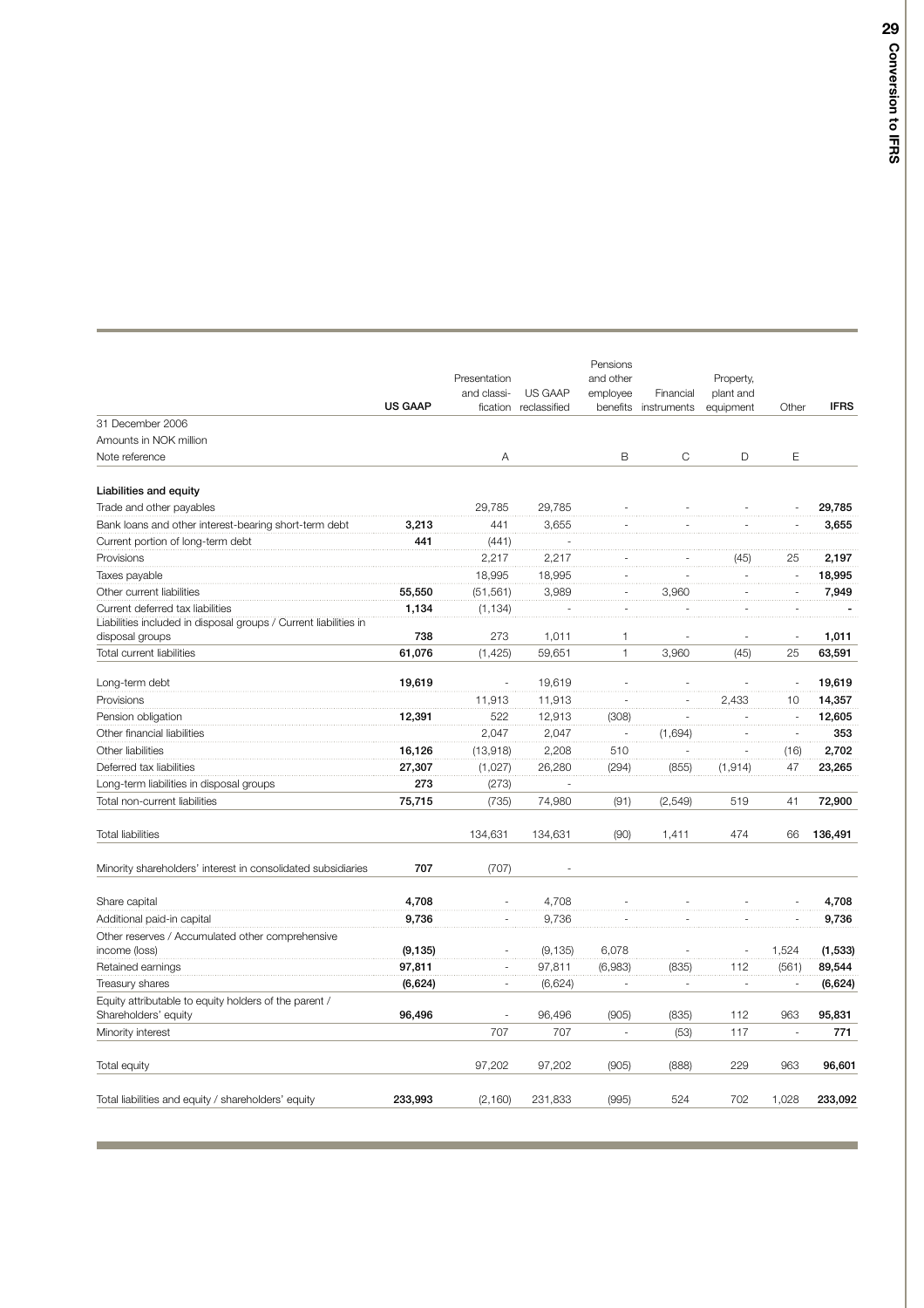| | US GAAP | Presentation and classi-fication | US GAAP reclassified | Pensions and other employee benefits | Financial instruments | Property, plant and equipment | Other | IFRS |
|---|---|---|---|---|---|---|---|---|
| 31 December 2006 | | | | | | | | |
| Amounts in NOK million | | | | | | | | |
| Note reference | | A | | B | C | D | E | |
| **Liabilities and equity** | | | | | | | | |
| Trade and other payables | | 29,785 | 29,785 | - | - | - | - | **29,785** |
| Bank loans and other interest-bearing short-term debt | **3,213** | 441 | 3,655 | - | - | - | - | **3,655** |
| Current portion of long-term debt | **441** | (441) | - | | | | | |
| Provisions | | 2,217 | 2,217 | - | - | (45) | 25 | **2,197** |
| Taxes payable | | 18,995 | 18,995 | - | - | - | - | **18,995** |
| Other current liabilities | **55,550** | (51,561) | 3,989 | - | 3,960 | - | - | **7,949** |
| Current deferred tax liabilities | **1,134** | (1,134) | - | - | - | - | - | **-** |
| Liabilities included in disposal groups / Current liabilities in disposal groups | **738** | 273 | 1,011 | 1 | - | - | - | **1,011** |
| Total current liabilities | **61,076** | (1,425) | 59,651 | 1 | 3,960 | (45) | 25 | **63,591** |
| Long-term debt | **19,619** | - | 19,619 | - | - | - | - | **19,619** |
| Provisions | | 11,913 | 11,913 | - | - | 2,433 | 10 | **14,357** |
| Pension obligation | **12,391** | 522 | 12,913 | (308) | - | - | - | **12,605** |
| Other financial liabilities | | 2,047 | 2,047 | - | (1,694) | - | - | **353** |
| Other liabilities | **16,126** | (13,918) | 2,208 | 510 | - | - | (16) | **2,702** |
| Deferred tax liabilities | **27,307** | (1,027) | 26,280 | (294) | (855) | (1,914) | 47 | **23,265** |
| Long-term liabilities in disposal groups | **273** | (273) | - | | | | | |
| Total non-current liabilities | **75,715** | (735) | 74,980 | (91) | (2,549) | 519 | 41 | **72,900** |
| Total liabilities | | 134,631 | 134,631 | (90) | 1,411 | 474 | 66 | **136,491** |
| Minority shareholders' interest in consolidated subsidiaries | **707** | (707) | - | | | | | |
| Share capital | **4,708** | - | 4,708 | - | - | - | - | **4,708** |
| Additional paid-in capital | **9,736** | - | 9,736 | - | - | - | - | **9,736** |
| Other reserves / Accumulated other comprehensive income (loss) | **(9,135)** | - | (9,135) | 6,078 | - | - | 1,524 | **(1,533)** |
| Retained earnings | **97,811** | - | 97,811 | (6,983) | (835) | 112 | (561) | **89,544** |
| Treasury shares | **(6,624)** | - | (6,624) | - | - | - | - | **(6,624)** |
| Equity attributable to equity holders of the parent / Shareholders' equity | **96,496** | - | 96,496 | (905) | (835) | 112 | 963 | **95,831** |
| Minority interest | | 707 | 707 | - | (53) | 117 | - | **771** |
| Total equity | | 97,202 | 97,202 | (905) | (888) | 229 | 963 | **96,601** |
| Total liabilities and equity / shareholders' equity | **233,993** | (2,160) | 231,833 | (995) | 524 | 702 | 1,028 | **233,092** |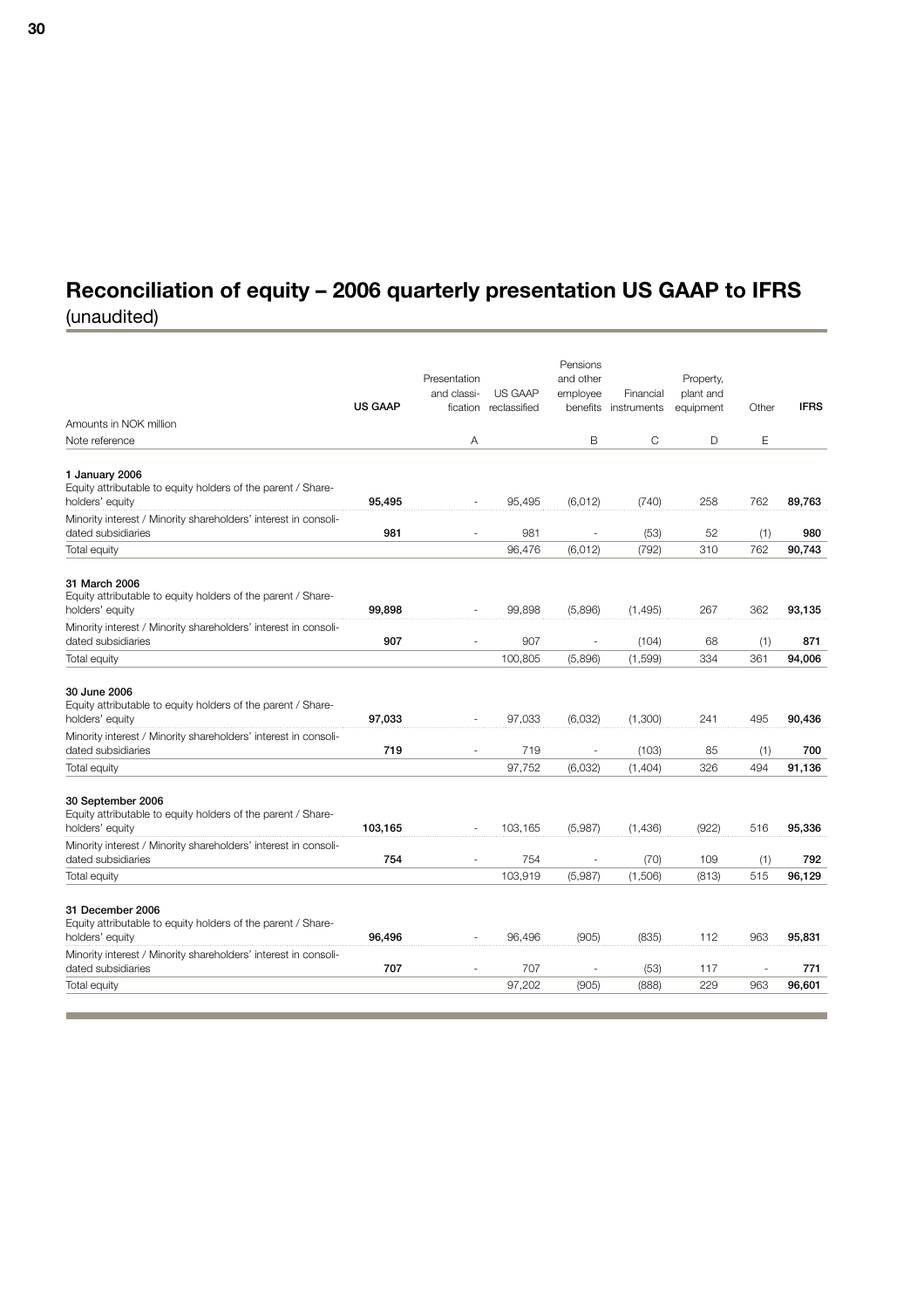# Reconciliation of equity – 2006 quarterly presentation US GAAP to IFRS
(unaudited)

| Amounts in NOK million | US GAAP | Presentation and classification | US GAAP reclassified | Pensions and other employee benefits | Financial instruments | Property, plant and equipment | Other | IFRS |
|---|---|---|---|---|---|---|---|---|
| Note reference | | A | | B | C | D | E | |
| **1 January 2006** | | | | | | | | |
| Equity attributable to equity holders of the parent / Shareholders' equity | **95,495** | - | 95,495 | (6,012) | (740) | 258 | 762 | **89,763** |
| Minority interest / Minority shareholders' interest in consolidated subsidiaries | **981** | - | 981 | - | (53) | 52 | (1) | **980** |
| Total equity | | | 96,476 | (6,012) | (792) | 310 | 762 | **90,743** |
| **31 March 2006** | | | | | | | | |
| Equity attributable to equity holders of the parent / Shareholders' equity | **99,898** | - | 99,898 | (5,896) | (1,495) | 267 | 362 | **93,135** |
| Minority interest / Minority shareholders' interest in consolidated subsidiaries | **907** | - | 907 | - | (104) | 68 | (1) | **871** |
| Total equity | | | 100,805 | (5,896) | (1,599) | 334 | 361 | **94,006** |
| **30 June 2006** | | | | | | | | |
| Equity attributable to equity holders of the parent / Shareholders' equity | **97,033** | - | 97,033 | (6,032) | (1,300) | 241 | 495 | **90,436** |
| Minority interest / Minority shareholders' interest in consolidated subsidiaries | **719** | - | 719 | - | (103) | 85 | (1) | **700** |
| Total equity | | | 97,752 | (6,032) | (1,404) | 326 | 494 | **91,136** |
| **30 September 2006** | | | | | | | | |
| Equity attributable to equity holders of the parent / Shareholders' equity | **103,165** | - | 103,165 | (5,987) | (1,436) | (922) | 516 | **95,336** |
| Minority interest / Minority shareholders' interest in consolidated subsidiaries | **754** | - | 754 | - | (70) | 109 | (1) | **792** |
| Total equity | | | 103,919 | (5,987) | (1,506) | (813) | 515 | **96,129** |
| **31 December 2006** | | | | | | | | |
| Equity attributable to equity holders of the parent / Shareholders' equity | **96,496** | - | 96,496 | (905) | (835) | 112 | 963 | **95,831** |
| Minority interest / Minority shareholders' interest in consolidated subsidiaries | **707** | - | 707 | - | (53) | 117 | - | **771** |
| Total equity | | | 97,202 | (905) | (888) | 229 | 963 | **96,601** |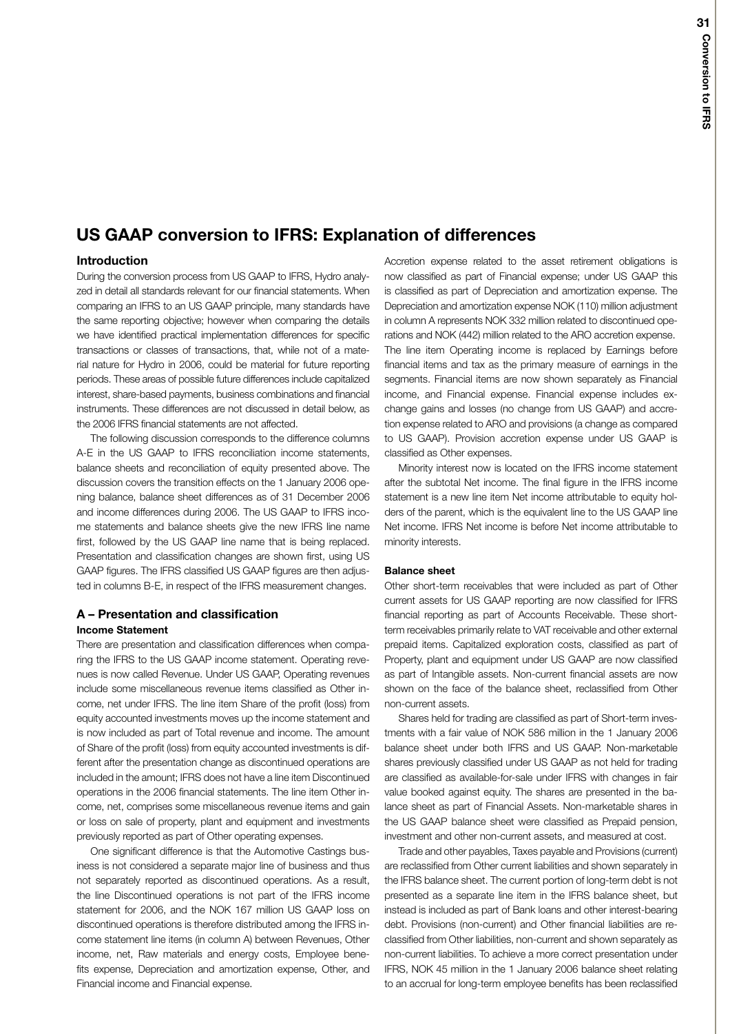# US GAAP conversion to IFRS: Explanation of differences

## Introduction

During the conversion process from US GAAP to IFRS, Hydro analyzed in detail all standards relevant for our financial statements. When comparing an IFRS to an US GAAP principle, many standards have the same reporting objective; however when comparing the details we have identified practical implementation differences for specific transactions or classes of transactions, that, while not of a material nature for Hydro in 2006, could be material for future reporting periods. These areas of possible future differences include capitalized interest, share-based payments, business combinations and financial instruments. These differences are not discussed in detail below, as the 2006 IFRS financial statements are not affected.

The following discussion corresponds to the difference columns A-E in the US GAAP to IFRS reconciliation income statements, balance sheets and reconciliation of equity presented above. The discussion covers the transition effects on the 1 January 2006 opening balance, balance sheet differences as of 31 December 2006 and income differences during 2006. The US GAAP to IFRS income statements and balance sheets give the new IFRS line name first, followed by the US GAAP line name that is being replaced. Presentation and classification changes are shown first, using US GAAP figures. The IFRS classified US GAAP figures are then adjusted in columns B-E, in respect of the IFRS measurement changes.

## A – Presentation and classification

### Income Statement

There are presentation and classification differences when comparing the IFRS to the US GAAP income statement. Operating revenues is now called Revenue. Under US GAAP, Operating revenues include some miscellaneous revenue items classified as Other income, net under IFRS. The line item Share of the profit (loss) from equity accounted investments moves up the income statement and is now included as part of Total revenue and income. The amount of Share of the profit (loss) from equity accounted investments is different after the presentation change as discontinued operations are included in the amount; IFRS does not have a line item Discontinued operations in the 2006 financial statements. The line item Other income, net, comprises some miscellaneous revenue items and gain or loss on sale of property, plant and equipment and investments previously reported as part of Other operating expenses.

One significant difference is that the Automotive Castings business is not considered a separate major line of business and thus not separately reported as discontinued operations. As a result, the line Discontinued operations is not part of the IFRS income statement for 2006, and the NOK 167 million US GAAP loss on discontinued operations is therefore distributed among the IFRS income statement line items (in column A) between Revenues, Other income, net, Raw materials and energy costs, Employee benefits expense, Depreciation and amortization expense, Other, and Financial income and Financial expense.

Accretion expense related to the asset retirement obligations is now classified as part of Financial expense; under US GAAP this is classified as part of Depreciation and amortization expense. The Depreciation and amortization expense NOK (110) million adjustment in column A represents NOK 332 million related to discontinued operations and NOK (442) million related to the ARO accretion expense. The line item Operating income is replaced by Earnings before financial items and tax as the primary measure of earnings in the segments. Financial items are now shown separately as Financial income, and Financial expense. Financial expense includes exchange gains and losses (no change from US GAAP) and accretion expense related to ARO and provisions (a change as compared to US GAAP). Provision accretion expense under US GAAP is classified as Other expenses.

Minority interest now is located on the IFRS income statement after the subtotal Net income. The final figure in the IFRS income statement is a new line item Net income attributable to equity holders of the parent, which is the equivalent line to the US GAAP line Net income. IFRS Net income is before Net income attributable to minority interests.

### Balance sheet

Other short-term receivables that were included as part of Other current assets for US GAAP reporting are now classified for IFRS financial reporting as part of Accounts Receivable. These short-term receivables primarily relate to VAT receivable and other external prepaid items. Capitalized exploration costs, classified as part of Property, plant and equipment under US GAAP are now classified as part of Intangible assets. Non-current financial assets are now shown on the face of the balance sheet, reclassified from Other non-current assets.

Shares held for trading are classified as part of Short-term investments with a fair value of NOK 586 million in the 1 January 2006 balance sheet under both IFRS and US GAAP. Non-marketable shares previously classified under US GAAP as not held for trading are classified as available-for-sale under IFRS with changes in fair value booked against equity. The shares are presented in the balance sheet as part of Financial Assets. Non-marketable shares in the US GAAP balance sheet were classified as Prepaid pension, investment and other non-current assets, and measured at cost.

Trade and other payables, Taxes payable and Provisions (current) are reclassified from Other current liabilities and shown separately in the IFRS balance sheet. The current portion of long-term debt is not presented as a separate line item in the IFRS balance sheet, but instead is included as part of Bank loans and other interest-bearing debt. Provisions (non-current) and Other financial liabilities are reclassified from Other liabilities, non-current and shown separately as non-current liabilities. To achieve a more correct presentation under IFRS, NOK 45 million in the 1 January 2006 balance sheet relating to an accrual for long-term employee benefits has been reclassified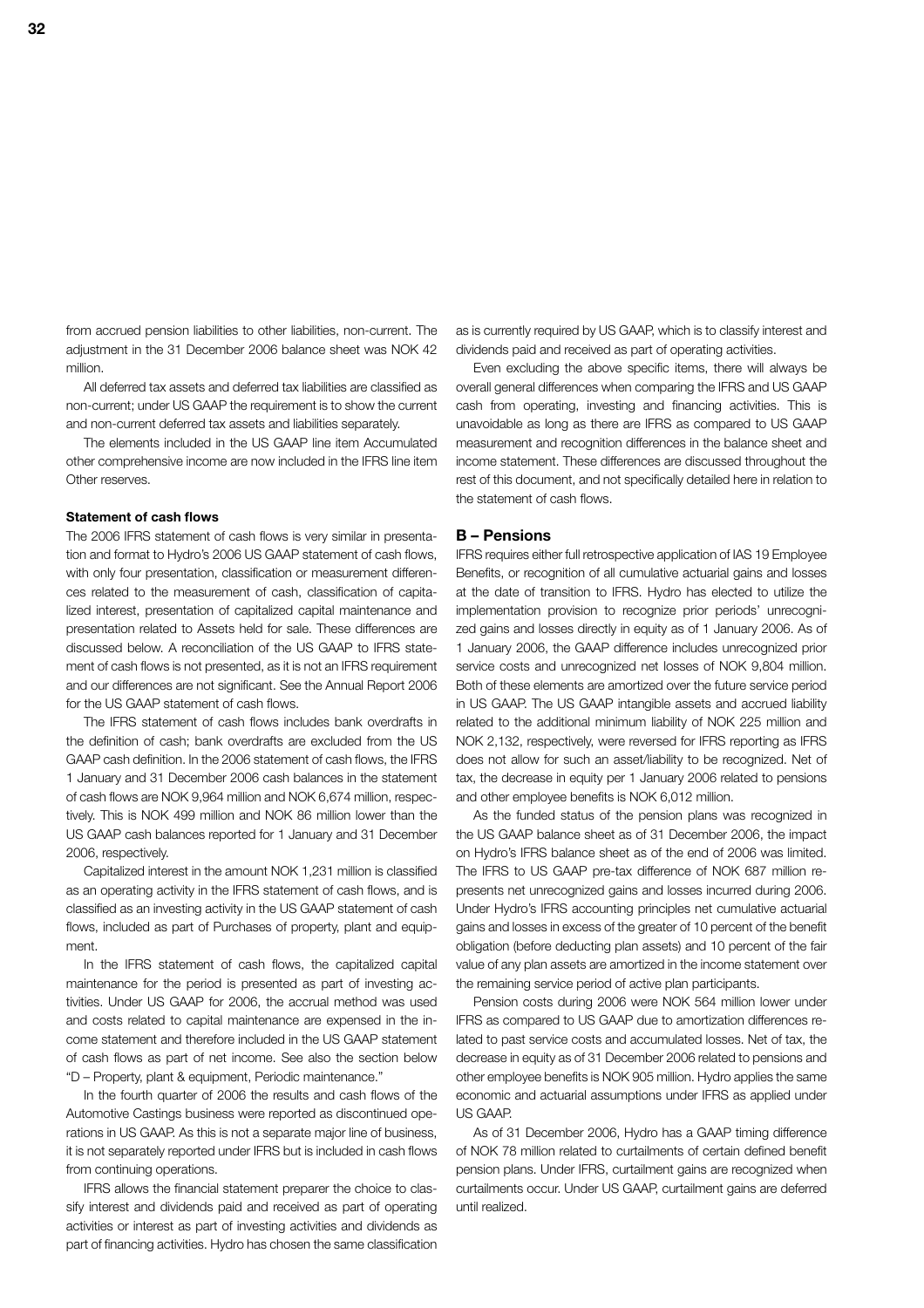from accrued pension liabilities to other liabilities, non-current. The adjustment in the 31 December 2006 balance sheet was NOK 42 million.

All deferred tax assets and deferred tax liabilities are classified as non-current; under US GAAP the requirement is to show the current and non-current deferred tax assets and liabilities separately.

The elements included in the US GAAP line item Accumulated other comprehensive income are now included in the IFRS line item Other reserves.

**Statement of cash flows**

The 2006 IFRS statement of cash flows is very similar in presentation and format to Hydro's 2006 US GAAP statement of cash flows, with only four presentation, classification or measurement differences related to the measurement of cash, classification of capitalized interest, presentation of capitalized capital maintenance and presentation related to Assets held for sale. These differences are discussed below. A reconciliation of the US GAAP to IFRS statement of cash flows is not presented, as it is not an IFRS requirement and our differences are not significant. See the Annual Report 2006 for the US GAAP statement of cash flows.

The IFRS statement of cash flows includes bank overdrafts in the definition of cash; bank overdrafts are excluded from the US GAAP cash definition. In the 2006 statement of cash flows, the IFRS 1 January and 31 December 2006 cash balances in the statement of cash flows are NOK 9,964 million and NOK 6,674 million, respectively. This is NOK 499 million and NOK 86 million lower than the US GAAP cash balances reported for 1 January and 31 December 2006, respectively.

Capitalized interest in the amount NOK 1,231 million is classified as an operating activity in the IFRS statement of cash flows, and is classified as an investing activity in the US GAAP statement of cash flows, included as part of Purchases of property, plant and equipment.

In the IFRS statement of cash flows, the capitalized capital maintenance for the period is presented as part of investing activities. Under US GAAP for 2006, the accrual method was used and costs related to capital maintenance are expensed in the income statement and therefore included in the US GAAP statement of cash flows as part of net income. See also the section below "D – Property, plant & equipment, Periodic maintenance."

In the fourth quarter of 2006 the results and cash flows of the Automotive Castings business were reported as discontinued operations in US GAAP. As this is not a separate major line of business, it is not separately reported under IFRS but is included in cash flows from continuing operations.

IFRS allows the financial statement preparer the choice to classify interest and dividends paid and received as part of operating activities or interest as part of investing activities and dividends as part of financing activities. Hydro has chosen the same classification as is currently required by US GAAP, which is to classify interest and dividends paid and received as part of operating activities.

Even excluding the above specific items, there will always be overall general differences when comparing the IFRS and US GAAP cash from operating, investing and financing activities. This is unavoidable as long as there are IFRS as compared to US GAAP measurement and recognition differences in the balance sheet and income statement. These differences are discussed throughout the rest of this document, and not specifically detailed here in relation to the statement of cash flows.

## B – Pensions

IFRS requires either full retrospective application of IAS 19 Employee Benefits, or recognition of all cumulative actuarial gains and losses at the date of transition to IFRS. Hydro has elected to utilize the implementation provision to recognize prior periods' unrecognized gains and losses directly in equity as of 1 January 2006. As of 1 January 2006, the GAAP difference includes unrecognized prior service costs and unrecognized net losses of NOK 9,804 million. Both of these elements are amortized over the future service period in US GAAP. The US GAAP intangible assets and accrued liability related to the additional minimum liability of NOK 225 million and NOK 2,132, respectively, were reversed for IFRS reporting as IFRS does not allow for such an asset/liability to be recognized. Net of tax, the decrease in equity per 1 January 2006 related to pensions and other employee benefits is NOK 6,012 million.

As the funded status of the pension plans was recognized in the US GAAP balance sheet as of 31 December 2006, the impact on Hydro's IFRS balance sheet as of the end of 2006 was limited. The IFRS to US GAAP pre-tax difference of NOK 687 million represents net unrecognized gains and losses incurred during 2006. Under Hydro's IFRS accounting principles net cumulative actuarial gains and losses in excess of the greater of 10 percent of the benefit obligation (before deducting plan assets) and 10 percent of the fair value of any plan assets are amortized in the income statement over the remaining service period of active plan participants.

Pension costs during 2006 were NOK 564 million lower under IFRS as compared to US GAAP due to amortization differences related to past service costs and accumulated losses. Net of tax, the decrease in equity as of 31 December 2006 related to pensions and other employee benefits is NOK 905 million. Hydro applies the same economic and actuarial assumptions under IFRS as applied under US GAAP.

As of 31 December 2006, Hydro has a GAAP timing difference of NOK 78 million related to curtailments of certain defined benefit pension plans. Under IFRS, curtailment gains are recognized when curtailments occur. Under US GAAP, curtailment gains are deferred until realized.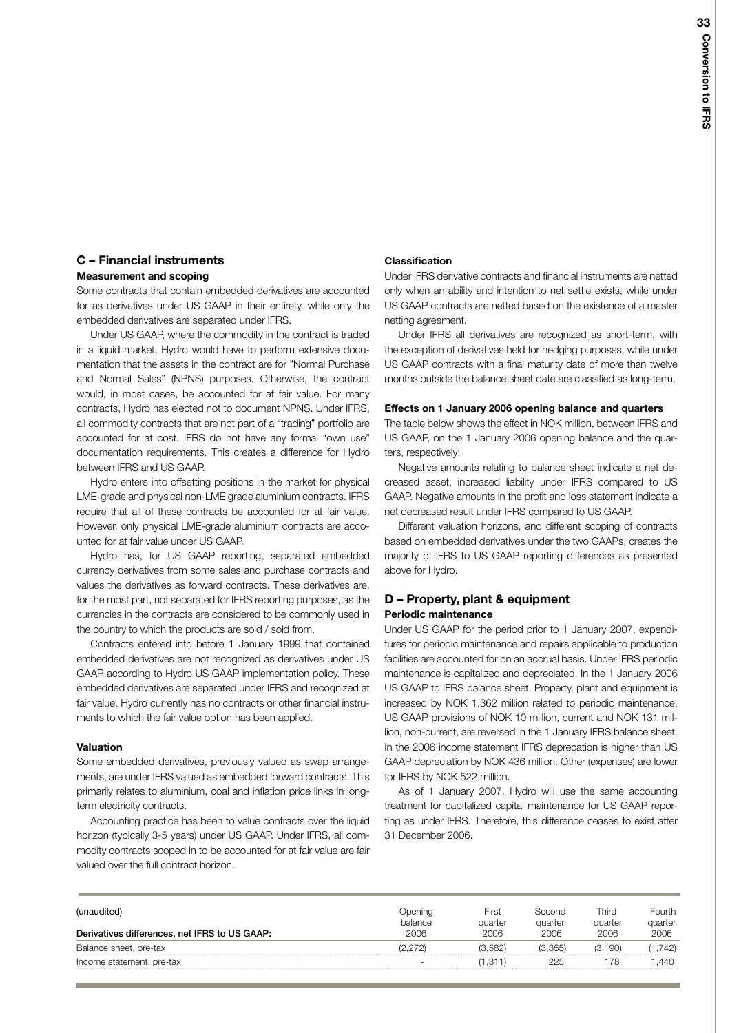## C – Financial instruments

### Measurement and scoping

Some contracts that contain embedded derivatives are accounted for as derivatives under US GAAP in their entirety, while only the embedded derivatives are separated under IFRS.

Under US GAAP, where the commodity in the contract is traded in a liquid market, Hydro would have to perform extensive documentation that the assets in the contract are for "Normal Purchase and Normal Sales" (NPNS) purposes. Otherwise, the contract would, in most cases, be accounted for at fair value. For many contracts, Hydro has elected not to document NPNS. Under IFRS, all commodity contracts that are not part of a "trading" portfolio are accounted for at cost. IFRS do not have any formal "own use" documentation requirements. This creates a difference for Hydro between IFRS and US GAAP.

Hydro enters into offsetting positions in the market for physical LME-grade and physical non-LME grade aluminium contracts. IFRS require that all of these contracts be accounted for at fair value. However, only physical LME-grade aluminium contracts are accounted for at fair value under US GAAP.

Hydro has, for US GAAP reporting, separated embedded currency derivatives from some sales and purchase contracts and values the derivatives as forward contracts. These derivatives are, for the most part, not separated for IFRS reporting purposes, as the currencies in the contracts are considered to be commonly used in the country to which the products are sold / sold from.

Contracts entered into before 1 January 1999 that contained embedded derivatives are not recognized as derivatives under US GAAP according to Hydro US GAAP implementation policy. These embedded derivatives are separated under IFRS and recognized at fair value. Hydro currently has no contracts or other financial instruments to which the fair value option has been applied.

### Valuation

Some embedded derivatives, previously valued as swap arrangements, are under IFRS valued as embedded forward contracts. This primarily relates to aluminium, coal and inflation price links in long-term electricity contracts.

Accounting practice has been to value contracts over the liquid horizon (typically 3-5 years) under US GAAP. Under IFRS, all commodity contracts scoped in to be accounted for at fair value are fair valued over the full contract horizon.

### Classification

Under IFRS derivative contracts and financial instruments are netted only when an ability and intention to net settle exists, while under US GAAP contracts are netted based on the existence of a master netting agreement.

Under IFRS all derivatives are recognized as short-term, with the exception of derivatives held for hedging purposes, while under US GAAP contracts with a final maturity date of more than twelve months outside the balance sheet date are classified as long-term.

### Effects on 1 January 2006 opening balance and quarters

The table below shows the effect in NOK million, between IFRS and US GAAP, on the 1 January 2006 opening balance and the quarters, respectively:

Negative amounts relating to balance sheet indicate a net decreased asset, increased liability under IFRS compared to US GAAP. Negative amounts in the profit and loss statement indicate a net decreased result under IFRS compared to US GAAP.

Different valuation horizons, and different scoping of contracts based on embedded derivatives under the two GAAPs, creates the majority of IFRS to US GAAP reporting differences as presented above for Hydro.

## D – Property, plant & equipment

### Periodic maintenance

Under US GAAP for the period prior to 1 January 2007, expenditures for periodic maintenance and repairs applicable to production facilities are accounted for on an accrual basis. Under IFRS periodic maintenance is capitalized and depreciated. In the 1 January 2006 US GAAP to IFRS balance sheet, Property, plant and equipment is increased by NOK 1,362 million related to periodic maintenance. US GAAP provisions of NOK 10 million, current and NOK 131 million, non-current, are reversed in the 1 January IFRS balance sheet. In the 2006 income statement IFRS deprecation is higher than US GAAP depreciation by NOK 436 million. Other (expenses) are lower for IFRS by NOK 522 million.

As of 1 January 2007, Hydro will use the same accounting treatment for capitalized capital maintenance for US GAAP reporting as under IFRS. Therefore, this difference ceases to exist after 31 December 2006.

| (unaudited)<br>Derivatives differences, net IFRS to US GAAP: | Opening balance 2006 | First quarter 2006 | Second quarter 2006 | Third quarter 2006 | Fourth quarter 2006 |
|---|---|---|---|---|---|
| Balance sheet, pre-tax | (2,272) | (3,582) | (3,355) | (3,190) | (1,742) |
| Income statement, pre-tax | - | (1,311) | 225 | 178 | 1,440 |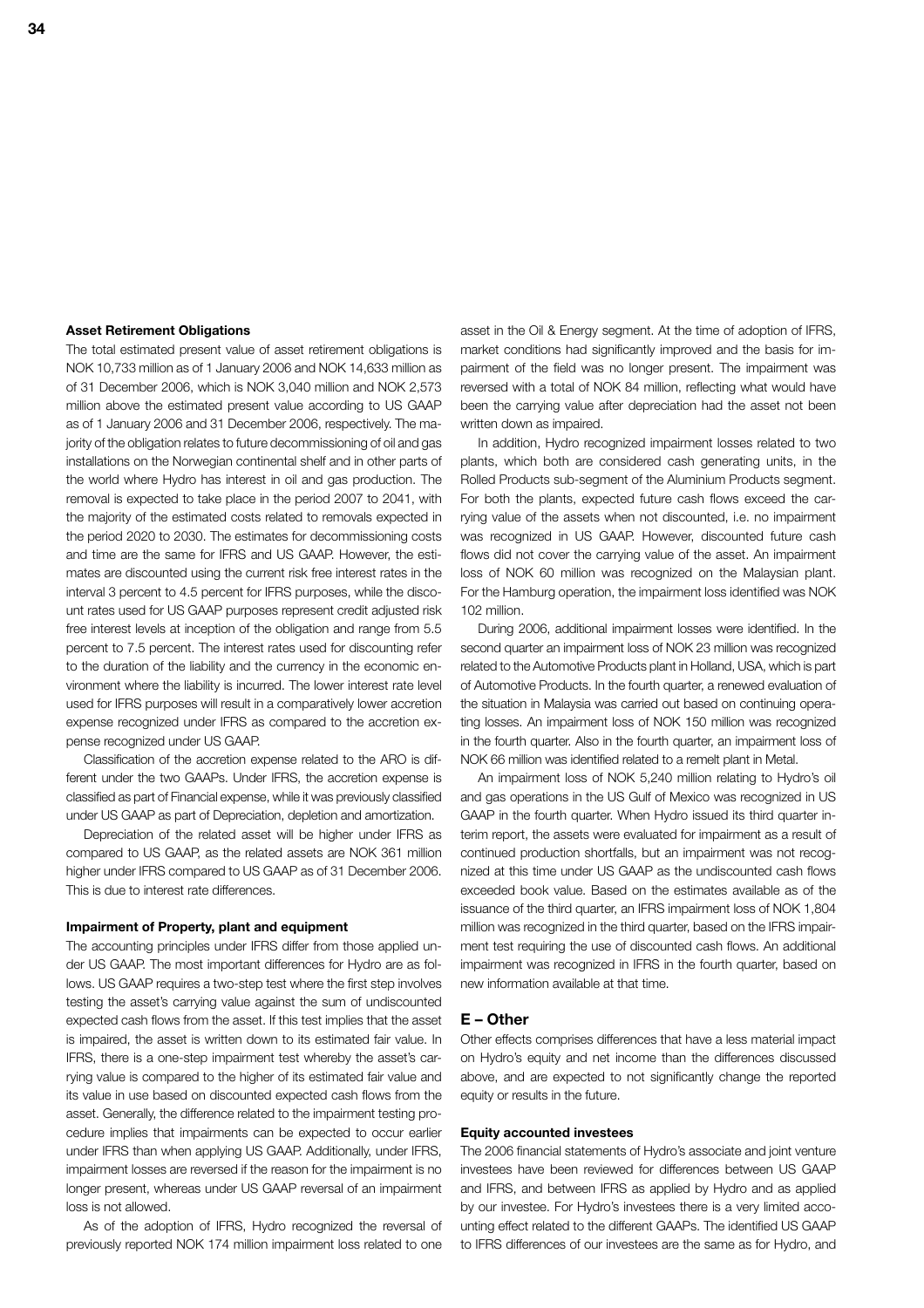#### Asset Retirement Obligations

The total estimated present value of asset retirement obligations is NOK 10,733 million as of 1 January 2006 and NOK 14,633 million as of 31 December 2006, which is NOK 3,040 million and NOK 2,573 million above the estimated present value according to US GAAP as of 1 January 2006 and 31 December 2006, respectively. The majority of the obligation relates to future decommissioning of oil and gas installations on the Norwegian continental shelf and in other parts of the world where Hydro has interest in oil and gas production. The removal is expected to take place in the period 2007 to 2041, with the majority of the estimated costs related to removals expected in the period 2020 to 2030. The estimates for decommissioning costs and time are the same for IFRS and US GAAP. However, the estimates are discounted using the current risk free interest rates in the interval 3 percent to 4.5 percent for IFRS purposes, while the discount rates used for US GAAP purposes represent credit adjusted risk free interest levels at inception of the obligation and range from 5.5 percent to 7.5 percent. The interest rates used for discounting refer to the duration of the liability and the currency in the economic environment where the liability is incurred. The lower interest rate level used for IFRS purposes will result in a comparatively lower accretion expense recognized under IFRS as compared to the accretion expense recognized under US GAAP.

Classification of the accretion expense related to the ARO is different under the two GAAPs. Under IFRS, the accretion expense is classified as part of Financial expense, while it was previously classified under US GAAP as part of Depreciation, depletion and amortization.

Depreciation of the related asset will be higher under IFRS as compared to US GAAP, as the related assets are NOK 361 million higher under IFRS compared to US GAAP as of 31 December 2006. This is due to interest rate differences.

#### Impairment of Property, plant and equipment

The accounting principles under IFRS differ from those applied under US GAAP. The most important differences for Hydro are as follows. US GAAP requires a two-step test where the first step involves testing the asset's carrying value against the sum of undiscounted expected cash flows from the asset. If this test implies that the asset is impaired, the asset is written down to its estimated fair value. In IFRS, there is a one-step impairment test whereby the asset's carrying value is compared to the higher of its estimated fair value and its value in use based on discounted expected cash flows from the asset. Generally, the difference related to the impairment testing procedure implies that impairments can be expected to occur earlier under IFRS than when applying US GAAP. Additionally, under IFRS, impairment losses are reversed if the reason for the impairment is no longer present, whereas under US GAAP reversal of an impairment loss is not allowed.

As of the adoption of IFRS, Hydro recognized the reversal of previously reported NOK 174 million impairment loss related to one asset in the Oil & Energy segment. At the time of adoption of IFRS, market conditions had significantly improved and the basis for impairment of the field was no longer present. The impairment was reversed with a total of NOK 84 million, reflecting what would have been the carrying value after depreciation had the asset not been written down as impaired.

In addition, Hydro recognized impairment losses related to two plants, which both are considered cash generating units, in the Rolled Products sub-segment of the Aluminium Products segment. For both the plants, expected future cash flows exceed the carrying value of the assets when not discounted, i.e. no impairment was recognized in US GAAP. However, discounted future cash flows did not cover the carrying value of the asset. An impairment loss of NOK 60 million was recognized on the Malaysian plant. For the Hamburg operation, the impairment loss identified was NOK 102 million.

During 2006, additional impairment losses were identified. In the second quarter an impairment loss of NOK 23 million was recognized related to the Automotive Products plant in Holland, USA, which is part of Automotive Products. In the fourth quarter, a renewed evaluation of the situation in Malaysia was carried out based on continuing operating losses. An impairment loss of NOK 150 million was recognized in the fourth quarter. Also in the fourth quarter, an impairment loss of NOK 66 million was identified related to a remelt plant in Metal.

An impairment loss of NOK 5,240 million relating to Hydro's oil and gas operations in the US Gulf of Mexico was recognized in US GAAP in the fourth quarter. When Hydro issued its third quarter interim report, the assets were evaluated for impairment as a result of continued production shortfalls, but an impairment was not recognized at this time under US GAAP as the undiscounted cash flows exceeded book value. Based on the estimates available as of the issuance of the third quarter, an IFRS impairment loss of NOK 1,804 million was recognized in the third quarter, based on the IFRS impairment test requiring the use of discounted cash flows. An additional impairment was recognized in IFRS in the fourth quarter, based on new information available at that time.

### E – Other

Other effects comprises differences that have a less material impact on Hydro's equity and net income than the differences discussed above, and are expected to not significantly change the reported equity or results in the future.

#### Equity accounted investees

The 2006 financial statements of Hydro's associate and joint venture investees have been reviewed for differences between US GAAP and IFRS, and between IFRS as applied by Hydro and as applied by our investee. For Hydro's investees there is a very limited accounting effect related to the different GAAPs. The identified US GAAP to IFRS differences of our investees are the same as for Hydro, and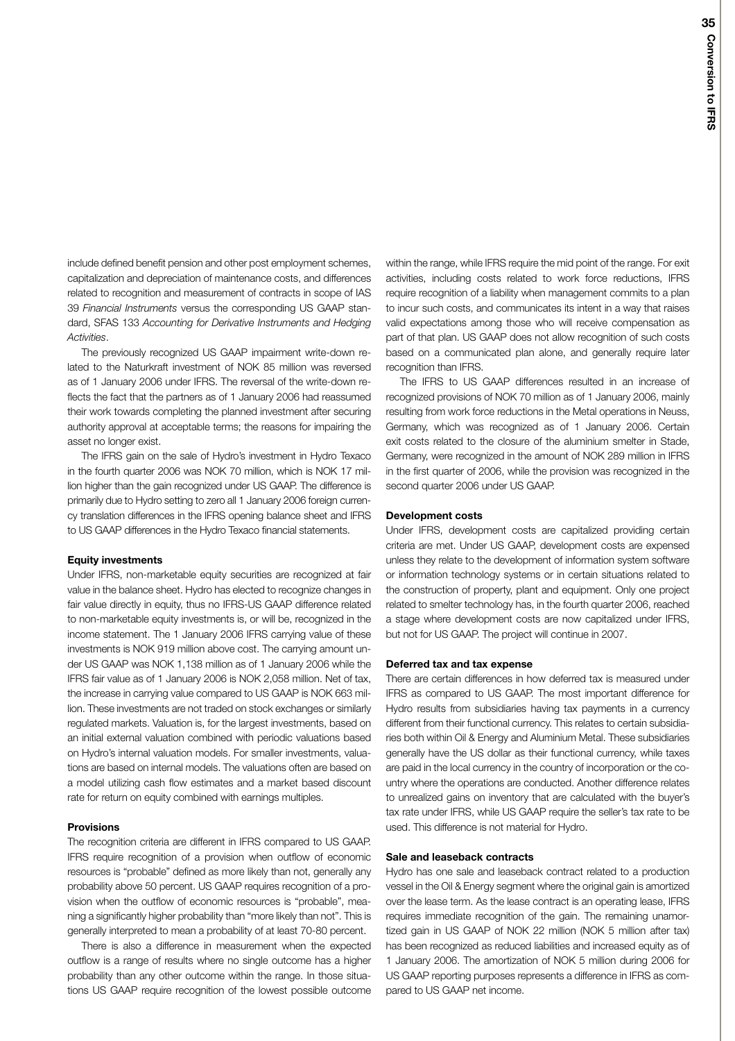include defined benefit pension and other post employment schemes, capitalization and depreciation of maintenance costs, and differences related to recognition and measurement of contracts in scope of IAS 39 *Financial Instruments* versus the corresponding US GAAP standard, SFAS 133 *Accounting for Derivative Instruments and Hedging Activities*.

The previously recognized US GAAP impairment write-down related to the Naturkraft investment of NOK 85 million was reversed as of 1 January 2006 under IFRS. The reversal of the write-down reflects the fact that the partners as of 1 January 2006 had reassumed their work towards completing the planned investment after securing authority approval at acceptable terms; the reasons for impairing the asset no longer exist.

The IFRS gain on the sale of Hydro's investment in Hydro Texaco in the fourth quarter 2006 was NOK 70 million, which is NOK 17 million higher than the gain recognized under US GAAP. The difference is primarily due to Hydro setting to zero all 1 January 2006 foreign currency translation differences in the IFRS opening balance sheet and IFRS to US GAAP differences in the Hydro Texaco financial statements.

**Equity investments**

Under IFRS, non-marketable equity securities are recognized at fair value in the balance sheet. Hydro has elected to recognize changes in fair value directly in equity, thus no IFRS-US GAAP difference related to non-marketable equity investments is, or will be, recognized in the income statement. The 1 January 2006 IFRS carrying value of these investments is NOK 919 million above cost. The carrying amount under US GAAP was NOK 1,138 million as of 1 January 2006 while the IFRS fair value as of 1 January 2006 is NOK 2,058 million. Net of tax, the increase in carrying value compared to US GAAP is NOK 663 million. These investments are not traded on stock exchanges or similarly regulated markets. Valuation is, for the largest investments, based on an initial external valuation combined with periodic valuations based on Hydro's internal valuation models. For smaller investments, valuations are based on internal models. The valuations often are based on a model utilizing cash flow estimates and a market based discount rate for return on equity combined with earnings multiples.

**Provisions**

The recognition criteria are different in IFRS compared to US GAAP. IFRS require recognition of a provision when outflow of economic resources is "probable" defined as more likely than not, generally any probability above 50 percent. US GAAP requires recognition of a provision when the outflow of economic resources is "probable", meaning a significantly higher probability than "more likely than not". This is generally interpreted to mean a probability of at least 70-80 percent.

There is also a difference in measurement when the expected outflow is a range of results where no single outcome has a higher probability than any other outcome within the range. In those situations US GAAP require recognition of the lowest possible outcome within the range, while IFRS require the mid point of the range. For exit activities, including costs related to work force reductions, IFRS require recognition of a liability when management commits to a plan to incur such costs, and communicates its intent in a way that raises valid expectations among those who will receive compensation as part of that plan. US GAAP does not allow recognition of such costs based on a communicated plan alone, and generally require later recognition than IFRS.

The IFRS to US GAAP differences resulted in an increase of recognized provisions of NOK 70 million as of 1 January 2006, mainly resulting from work force reductions in the Metal operations in Neuss, Germany, which was recognized as of 1 January 2006. Certain exit costs related to the closure of the aluminium smelter in Stade, Germany, were recognized in the amount of NOK 289 million in IFRS in the first quarter of 2006, while the provision was recognized in the second quarter 2006 under US GAAP.

**Development costs**

Under IFRS, development costs are capitalized providing certain criteria are met. Under US GAAP, development costs are expensed unless they relate to the development of information system software or information technology systems or in certain situations related to the construction of property, plant and equipment. Only one project related to smelter technology has, in the fourth quarter 2006, reached a stage where development costs are now capitalized under IFRS, but not for US GAAP. The project will continue in 2007.

**Deferred tax and tax expense**

There are certain differences in how deferred tax is measured under IFRS as compared to US GAAP. The most important difference for Hydro results from subsidiaries having tax payments in a currency different from their functional currency. This relates to certain subsidiaries both within Oil & Energy and Aluminium Metal. These subsidiaries generally have the US dollar as their functional currency, while taxes are paid in the local currency in the country of incorporation or the country where the operations are conducted. Another difference relates to unrealized gains on inventory that are calculated with the buyer's tax rate under IFRS, while US GAAP require the seller's tax rate to be used. This difference is not material for Hydro.

**Sale and leaseback contracts**

Hydro has one sale and leaseback contract related to a production vessel in the Oil & Energy segment where the original gain is amortized over the lease term. As the lease contract is an operating lease, IFRS requires immediate recognition of the gain. The remaining unamortized gain in US GAAP of NOK 22 million (NOK 5 million after tax) has been recognized as reduced liabilities and increased equity as of 1 January 2006. The amortization of NOK 5 million during 2006 for US GAAP reporting purposes represents a difference in IFRS as compared to US GAAP net income.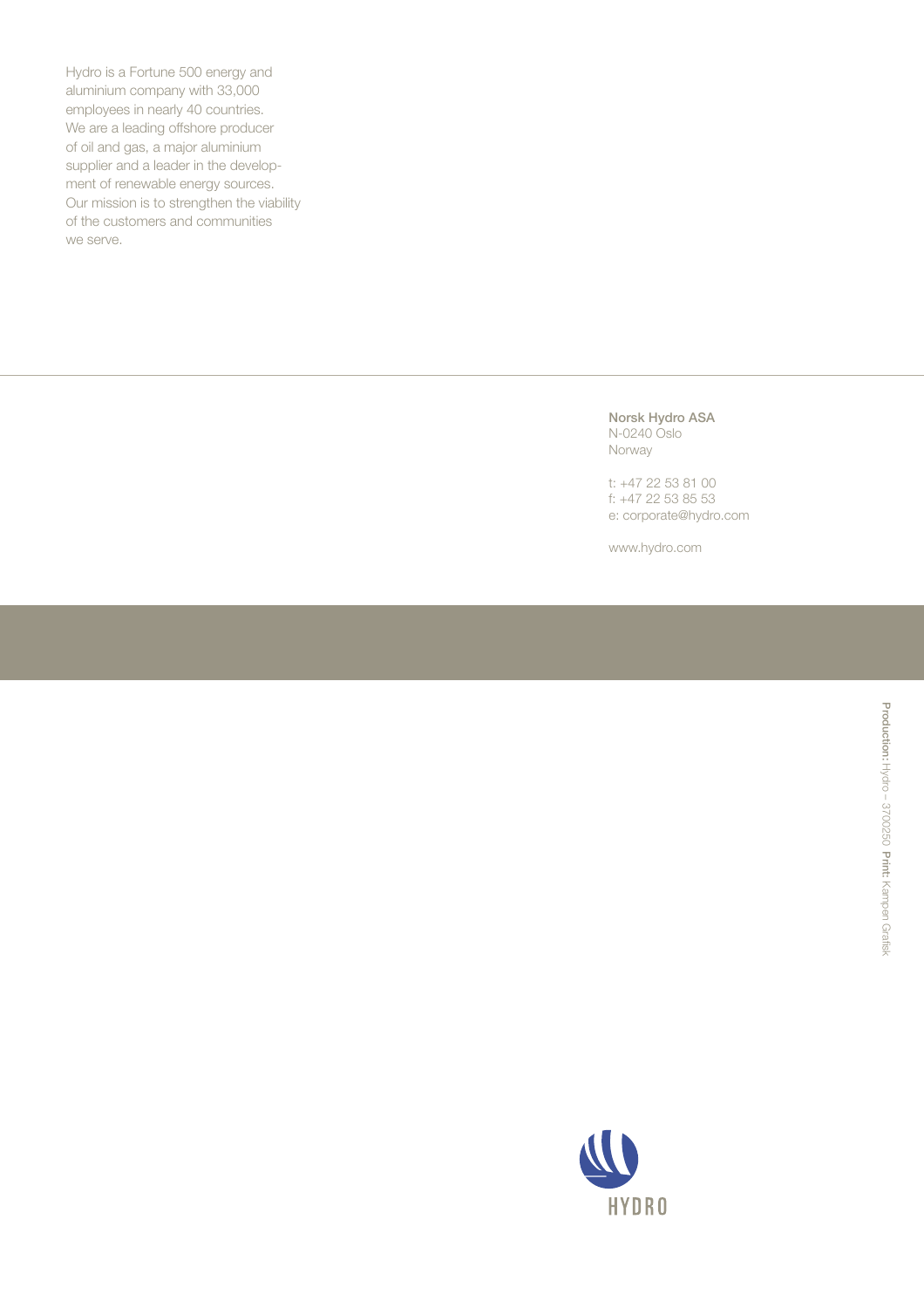Hydro is a Fortune 500 energy and aluminium company with 33,000 employees in nearly 40 countries. We are a leading offshore producer of oil and gas, a major aluminium supplier and a leader in the development of renewable energy sources. Our mission is to strengthen the viability of the customers and communities we serve.

**Norsk Hydro ASA**
N-0240 Oslo
Norway

t: +47 22 53 81 00
f: +47 22 53 85 53
e: corporate@hydro.com

www.hydro.com

**Production:** Hydro – 3700250 **Print:** Kampen Grafisk

HYDRO